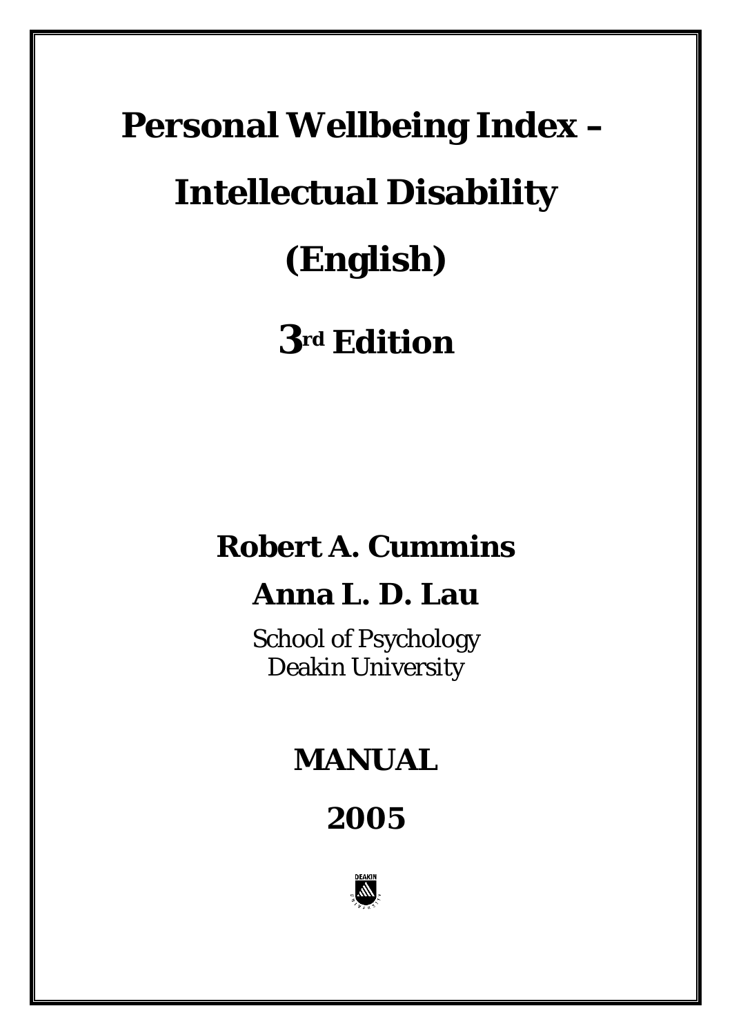# Personal Wellbeing Index –

# Intellectual Disability

# (English)

# 3rd Edition

**Robert A. Cummins**

**Anna L. D. Lau**

School of Psychology
Deakin University

## MANUAL

## 2005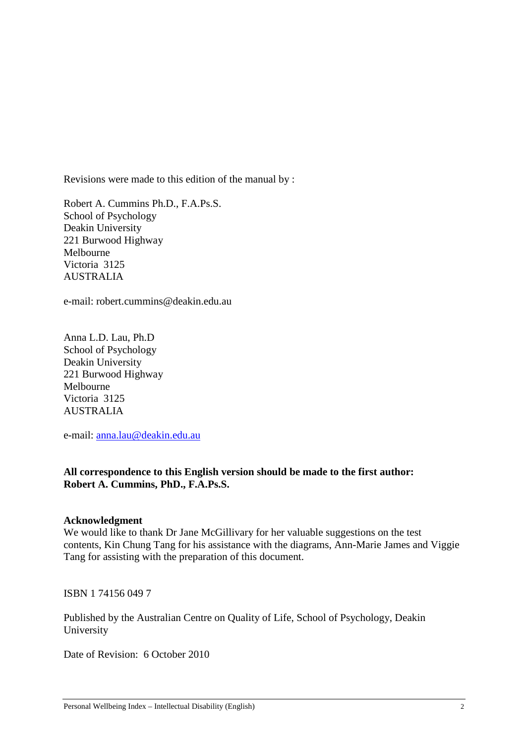Revisions were made to this edition of the manual by :

Robert A. Cummins Ph.D., F.A.Ps.S.
School of Psychology
Deakin University
221 Burwood Highway
Melbourne
Victoria 3125
AUSTRALIA

e-mail: robert.cummins@deakin.edu.au

Anna L.D. Lau, Ph.D
School of Psychology
Deakin University
221 Burwood Highway
Melbourne
Victoria 3125
AUSTRALIA

e-mail: anna.lau@deakin.edu.au

**All correspondence to this English version should be made to the first author: Robert A. Cummins, PhD., F.A.Ps.S.**

**Acknowledgment**
We would like to thank Dr Jane McGillivary for her valuable suggestions on the test contents, Kin Chung Tang for his assistance with the diagrams, Ann-Marie James and Viggie Tang for assisting with the preparation of this document.

ISBN 1 74156 049 7

Published by the Australian Centre on Quality of Life, School of Psychology, Deakin University

Date of Revision: 6 October 2010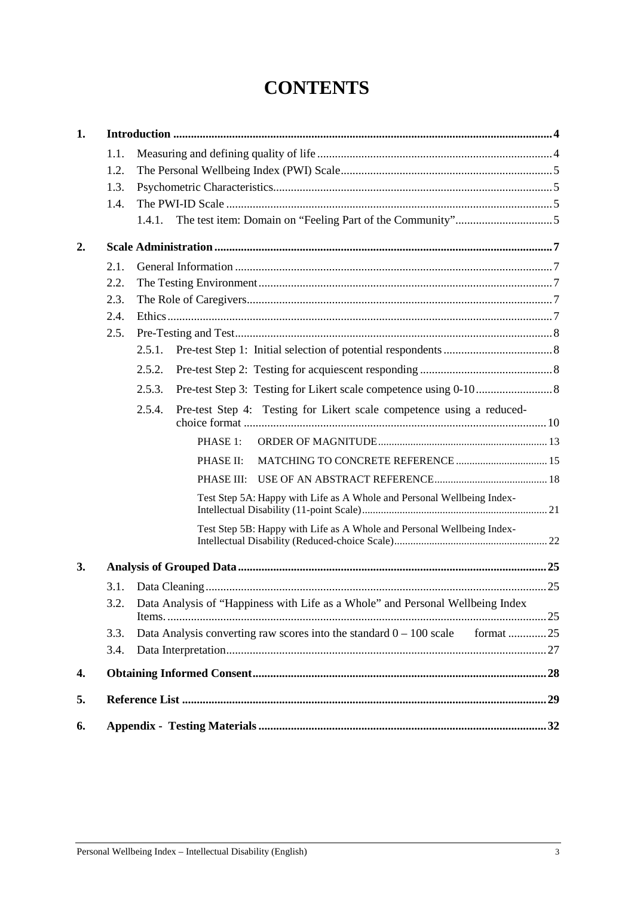# CONTENTS

1. **Introduction** ... 4
   - 1.1. Measuring and defining quality of life ... 4
   - 1.2. The Personal Wellbeing Index (PWI) Scale ... 5
   - 1.3. Psychometric Characteristics ... 5
   - 1.4. The PWI-ID Scale ... 5
     - 1.4.1. The test item: Domain on "Feeling Part of the Community" ... 5
2. **Scale Administration** ... 7
   - 2.1. General Information ... 7
   - 2.2. The Testing Environment ... 7
   - 2.3. The Role of Caregivers ... 7
   - 2.4. Ethics ... 7
   - 2.5. Pre-Testing and Test ... 8
     - 2.5.1. Pre-test Step 1: Initial selection of potential respondents ... 8
     - 2.5.2. Pre-test Step 2: Testing for acquiescent responding ... 8
     - 2.5.3. Pre-test Step 3: Testing for Likert scale competence using 0-10 ... 8
     - 2.5.4. Pre-test Step 4: Testing for Likert scale competence using a reduced-choice format ... 10
       - PHASE 1: ORDER OF MAGNITUDE ... 13
       - PHASE II: MATCHING TO CONCRETE REFERENCE ... 15
       - PHASE III: USE OF AN ABSTRACT REFERENCE ... 18
       - Test Step 5A: Happy with Life as A Whole and Personal Wellbeing Index-Intellectual Disability (11-point Scale) ... 21
       - Test Step 5B: Happy with Life as A Whole and Personal Wellbeing Index-Intellectual Disability (Reduced-choice Scale) ... 22
3. **Analysis of Grouped Data** ... 25
   - 3.1. Data Cleaning ... 25
   - 3.2. Data Analysis of "Happiness with Life as a Whole" and Personal Wellbeing Index Items. ... 25
   - 3.3. Data Analysis converting raw scores into the standard 0 – 100 scale format ... 25
   - 3.4. Data Interpretation ... 27
4. **Obtaining Informed Consent** ... 28
5. **Reference List** ... 29
6. **Appendix - Testing Materials** ... 32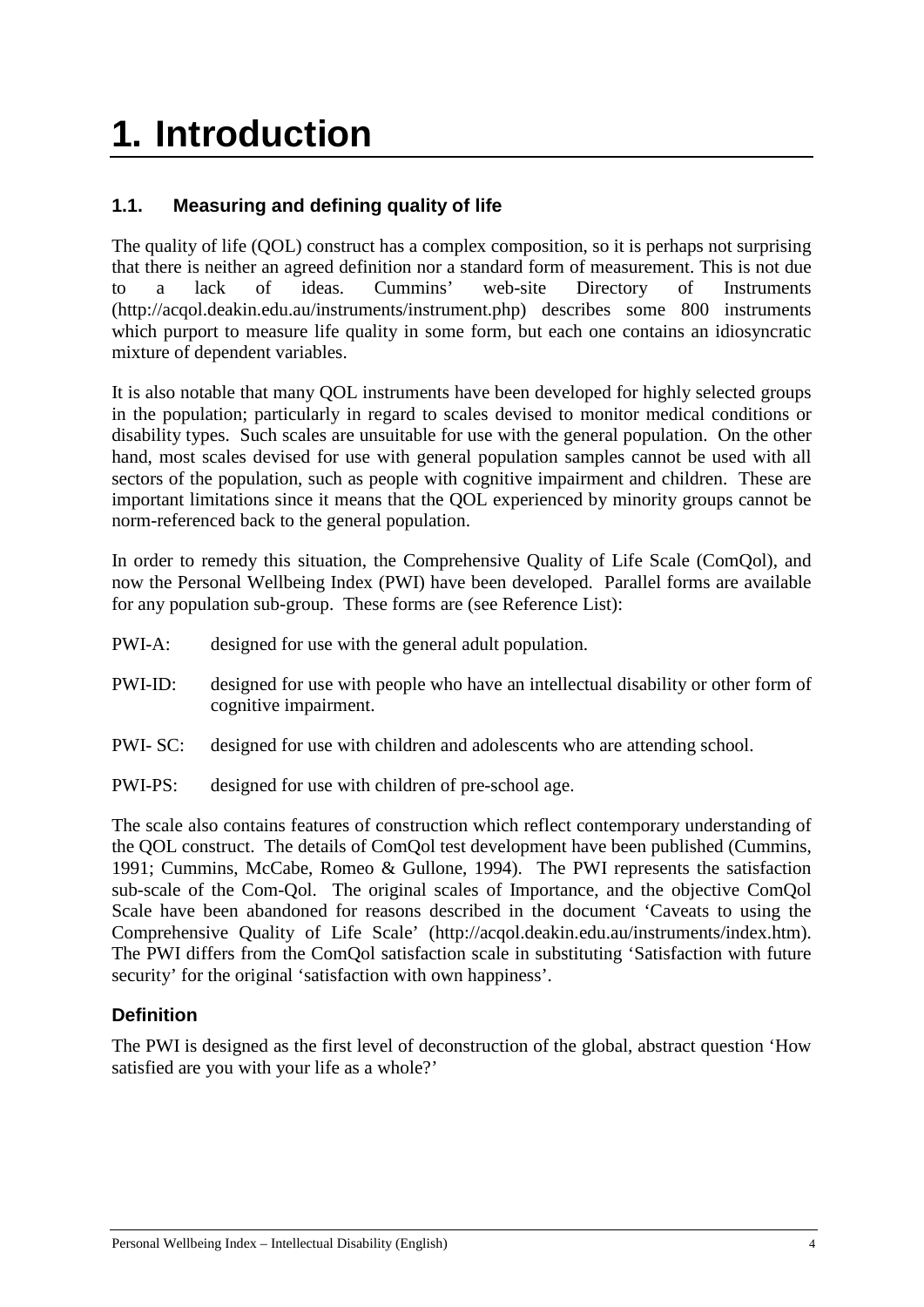# 1. Introduction

## 1.1. Measuring and defining quality of life

The quality of life (QOL) construct has a complex composition, so it is perhaps not surprising that there is neither an agreed definition nor a standard form of measurement. This is not due to a lack of ideas. Cummins' web-site Directory of Instruments (http://acqol.deakin.edu.au/instruments/instrument.php) describes some 800 instruments which purport to measure life quality in some form, but each one contains an idiosyncratic mixture of dependent variables.

It is also notable that many QOL instruments have been developed for highly selected groups in the population; particularly in regard to scales devised to monitor medical conditions or disability types. Such scales are unsuitable for use with the general population. On the other hand, most scales devised for use with general population samples cannot be used with all sectors of the population, such as people with cognitive impairment and children. These are important limitations since it means that the QOL experienced by minority groups cannot be norm-referenced back to the general population.

In order to remedy this situation, the Comprehensive Quality of Life Scale (ComQol), and now the Personal Wellbeing Index (PWI) have been developed. Parallel forms are available for any population sub-group. These forms are (see Reference List):

PWI-A: designed for use with the general adult population.

PWI-ID: designed for use with people who have an intellectual disability or other form of cognitive impairment.

PWI- SC: designed for use with children and adolescents who are attending school.

PWI-PS: designed for use with children of pre-school age.

The scale also contains features of construction which reflect contemporary understanding of the QOL construct. The details of ComQol test development have been published (Cummins, 1991; Cummins, McCabe, Romeo & Gullone, 1994). The PWI represents the satisfaction sub-scale of the Com-Qol. The original scales of Importance, and the objective ComQol Scale have been abandoned for reasons described in the document 'Caveats to using the Comprehensive Quality of Life Scale' (http://acqol.deakin.edu.au/instruments/index.htm). The PWI differs from the ComQol satisfaction scale in substituting 'Satisfaction with future security' for the original 'satisfaction with own happiness'.

### Definition

The PWI is designed as the first level of deconstruction of the global, abstract question 'How satisfied are you with your life as a whole?'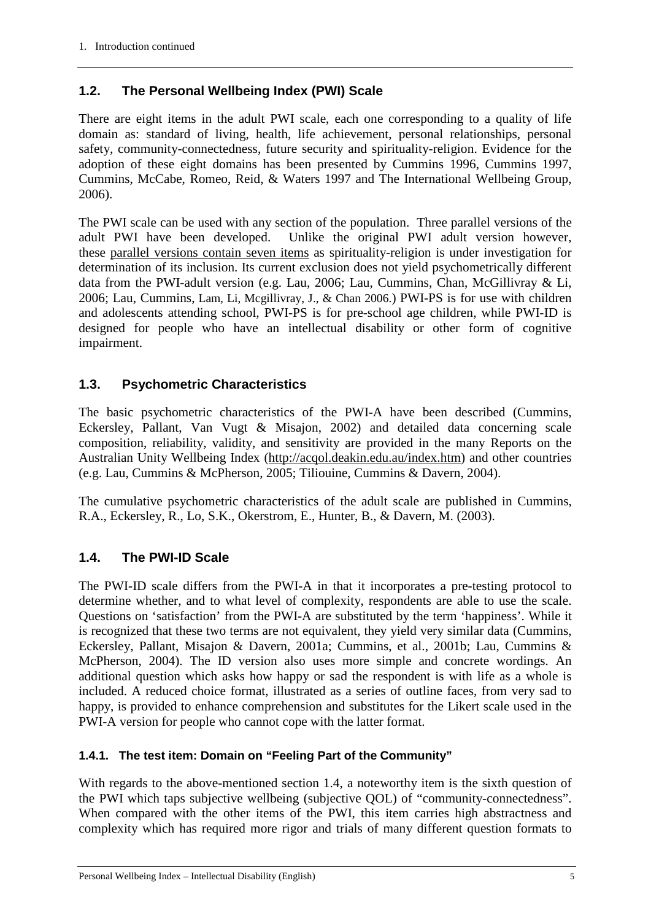## 1.2. The Personal Wellbeing Index (PWI) Scale

There are eight items in the adult PWI scale, each one corresponding to a quality of life domain as: standard of living, health, life achievement, personal relationships, personal safety, community-connectedness, future security and spirituality-religion. Evidence for the adoption of these eight domains has been presented by Cummins 1996, Cummins 1997, Cummins, McCabe, Romeo, Reid, & Waters 1997 and The International Wellbeing Group, 2006).

The PWI scale can be used with any section of the population. Three parallel versions of the adult PWI have been developed. Unlike the original PWI adult version however, these parallel versions contain seven items as spirituality-religion is under investigation for determination of its inclusion. Its current exclusion does not yield psychometrically different data from the PWI-adult version (e.g. Lau, 2006; Lau, Cummins, Chan, McGillivray & Li, 2006; Lau, Cummins, Lam, Li, Mcgillivray, J., & Chan 2006.) PWI-PS is for use with children and adolescents attending school, PWI-PS is for pre-school age children, while PWI-ID is designed for people who have an intellectual disability or other form of cognitive impairment.

## 1.3. Psychometric Characteristics

The basic psychometric characteristics of the PWI-A have been described (Cummins, Eckersley, Pallant, Van Vugt & Misajon, 2002) and detailed data concerning scale composition, reliability, validity, and sensitivity are provided in the many Reports on the Australian Unity Wellbeing Index (http://acqol.deakin.edu.au/index.htm) and other countries (e.g. Lau, Cummins & McPherson, 2005; Tiliouine, Cummins & Davern, 2004).

The cumulative psychometric characteristics of the adult scale are published in Cummins, R.A., Eckersley, R., Lo, S.K., Okerstrom, E., Hunter, B., & Davern, M. (2003).

## 1.4. The PWI-ID Scale

The PWI-ID scale differs from the PWI-A in that it incorporates a pre-testing protocol to determine whether, and to what level of complexity, respondents are able to use the scale. Questions on 'satisfaction' from the PWI-A are substituted by the term 'happiness'. While it is recognized that these two terms are not equivalent, they yield very similar data (Cummins, Eckersley, Pallant, Misajon & Davern, 2001a; Cummins, et al., 2001b; Lau, Cummins & McPherson, 2004). The ID version also uses more simple and concrete wordings. An additional question which asks how happy or sad the respondent is with life as a whole is included. A reduced choice format, illustrated as a series of outline faces, from very sad to happy, is provided to enhance comprehension and substitutes for the Likert scale used in the PWI-A version for people who cannot cope with the latter format.

### 1.4.1. The test item: Domain on "Feeling Part of the Community"

With regards to the above-mentioned section 1.4, a noteworthy item is the sixth question of the PWI which taps subjective wellbeing (subjective QOL) of "community-connectedness". When compared with the other items of the PWI, this item carries high abstractness and complexity which has required more rigor and trials of many different question formats to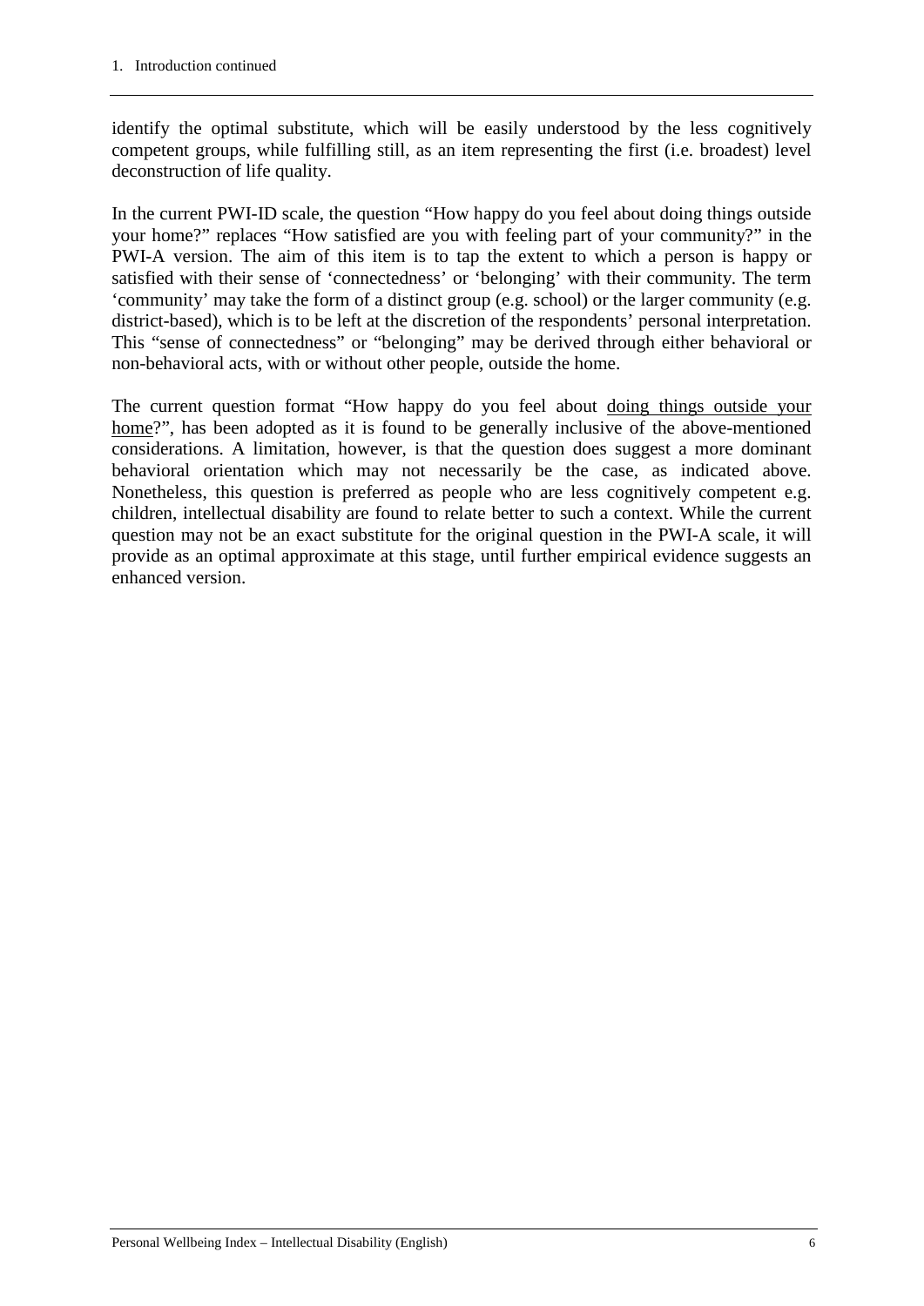identify the optimal substitute, which will be easily understood by the less cognitively competent groups, while fulfilling still, as an item representing the first (i.e. broadest) level deconstruction of life quality.

In the current PWI-ID scale, the question "How happy do you feel about doing things outside your home?" replaces "How satisfied are you with feeling part of your community?" in the PWI-A version. The aim of this item is to tap the extent to which a person is happy or satisfied with their sense of 'connectedness' or 'belonging' with their community. The term 'community' may take the form of a distinct group (e.g. school) or the larger community (e.g. district-based), which is to be left at the discretion of the respondents' personal interpretation. This "sense of connectedness" or "belonging" may be derived through either behavioral or non-behavioral acts, with or without other people, outside the home.

The current question format "How happy do you feel about <u>doing things outside your home</u>?", has been adopted as it is found to be generally inclusive of the above-mentioned considerations. A limitation, however, is that the question does suggest a more dominant behavioral orientation which may not necessarily be the case, as indicated above. Nonetheless, this question is preferred as people who are less cognitively competent e.g. children, intellectual disability are found to relate better to such a context. While the current question may not be an exact substitute for the original question in the PWI-A scale, it will provide as an optimal approximate at this stage, until further empirical evidence suggests an enhanced version.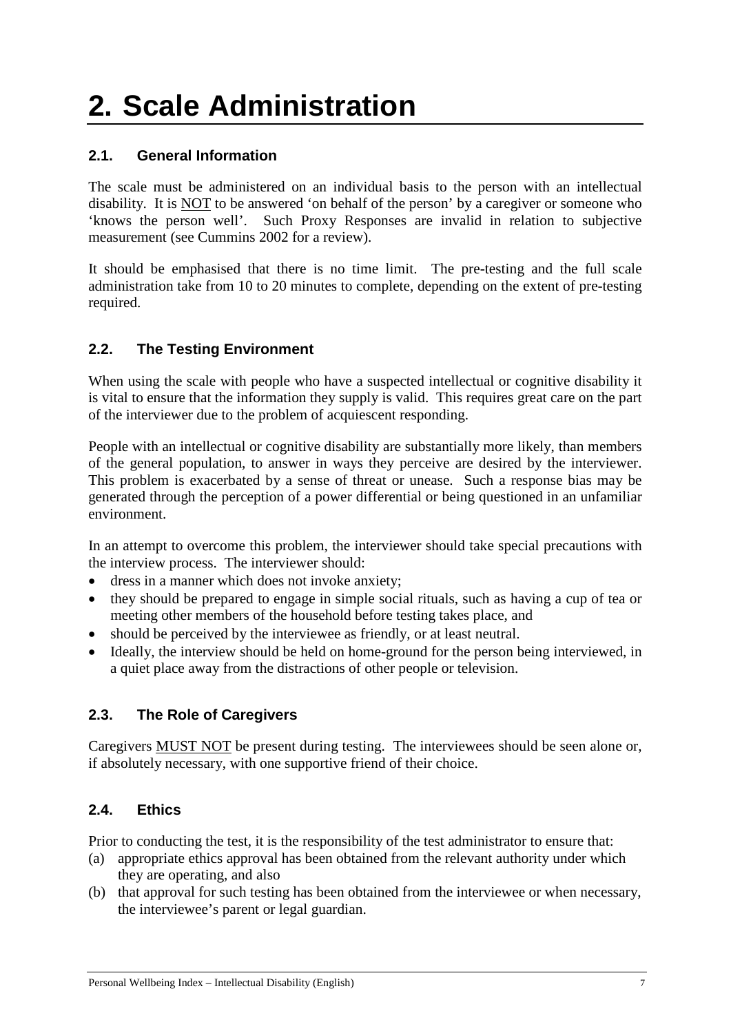# 2. Scale Administration

## 2.1. General Information

The scale must be administered on an individual basis to the person with an intellectual disability. It is <u>NOT</u> to be answered 'on behalf of the person' by a caregiver or someone who 'knows the person well'. Such Proxy Responses are invalid in relation to subjective measurement (see Cummins 2002 for a review).

It should be emphasised that there is no time limit. The pre-testing and the full scale administration take from 10 to 20 minutes to complete, depending on the extent of pre-testing required.

## 2.2. The Testing Environment

When using the scale with people who have a suspected intellectual or cognitive disability it is vital to ensure that the information they supply is valid. This requires great care on the part of the interviewer due to the problem of acquiescent responding.

People with an intellectual or cognitive disability are substantially more likely, than members of the general population, to answer in ways they perceive are desired by the interviewer. This problem is exacerbated by a sense of threat or unease. Such a response bias may be generated through the perception of a power differential or being questioned in an unfamiliar environment.

In an attempt to overcome this problem, the interviewer should take special precautions with the interview process. The interviewer should:

- dress in a manner which does not invoke anxiety;
- they should be prepared to engage in simple social rituals, such as having a cup of tea or meeting other members of the household before testing takes place, and
- should be perceived by the interviewee as friendly, or at least neutral.
- Ideally, the interview should be held on home-ground for the person being interviewed, in a quiet place away from the distractions of other people or television.

## 2.3. The Role of Caregivers

Caregivers <u>MUST NOT</u> be present during testing. The interviewees should be seen alone or, if absolutely necessary, with one supportive friend of their choice.

## 2.4. Ethics

Prior to conducting the test, it is the responsibility of the test administrator to ensure that:

(a) appropriate ethics approval has been obtained from the relevant authority under which they are operating, and also
(b) that approval for such testing has been obtained from the interviewee or when necessary, the interviewee's parent or legal guardian.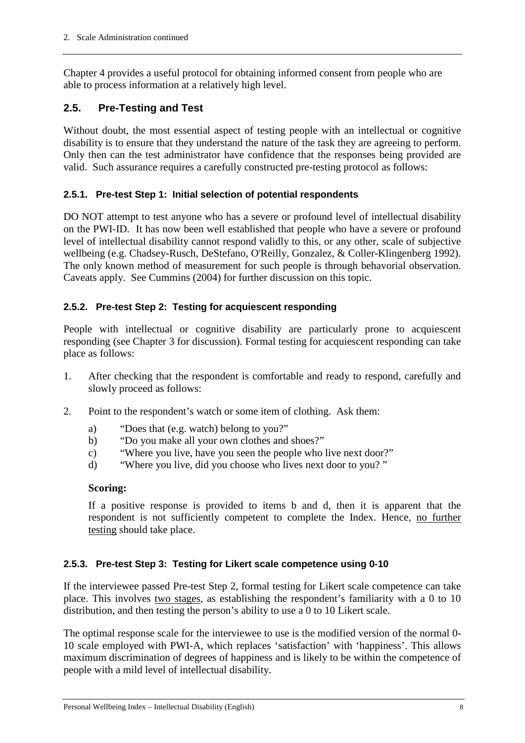Chapter 4 provides a useful protocol for obtaining informed consent from people who are able to process information at a relatively high level.

## 2.5. Pre-Testing and Test

Without doubt, the most essential aspect of testing people with an intellectual or cognitive disability is to ensure that they understand the nature of the task they are agreeing to perform. Only then can the test administrator have confidence that the responses being provided are valid. Such assurance requires a carefully constructed pre-testing protocol as follows:

### 2.5.1. Pre-test Step 1: Initial selection of potential respondents

DO NOT attempt to test anyone who has a severe or profound level of intellectual disability on the PWI-ID. It has now been well established that people who have a severe or profound level of intellectual disability cannot respond validly to this, or any other, scale of subjective wellbeing (e.g. Chadsey-Rusch, DeStefano, O'Reilly, Gonzalez, & Coller-Klingenberg 1992). The only known method of measurement for such people is through behavorial observation. Caveats apply. See Cummins (2004) for further discussion on this topic.

### 2.5.2. Pre-test Step 2: Testing for acquiescent responding

People with intellectual or cognitive disability are particularly prone to acquiescent responding (see Chapter 3 for discussion). Formal testing for acquiescent responding can take place as follows:

1. After checking that the respondent is comfortable and ready to respond, carefully and slowly proceed as follows:

2. Point to the respondent's watch or some item of clothing. Ask them:

   a) "Does that (e.g. watch) belong to you?"
   b) "Do you make all your own clothes and shoes?"
   c) "Where you live, have you seen the people who live next door?"
   d) "Where you live, did you choose who lives next door to you? "

   **Scoring:**

   If a positive response is provided to items b and d, then it is apparent that the respondent is not sufficiently competent to complete the Index. Hence, no further testing should take place.

### 2.5.3. Pre-test Step 3: Testing for Likert scale competence using 0-10

If the interviewee passed Pre-test Step 2, formal testing for Likert scale competence can take place. This involves two stages, as establishing the respondent's familiarity with a 0 to 10 distribution, and then testing the person's ability to use a 0 to 10 Likert scale.

The optimal response scale for the interviewee to use is the modified version of the normal 0-10 scale employed with PWI-A, which replaces 'satisfaction' with 'happiness'. This allows maximum discrimination of degrees of happiness and is likely to be within the competence of people with a mild level of intellectual disability.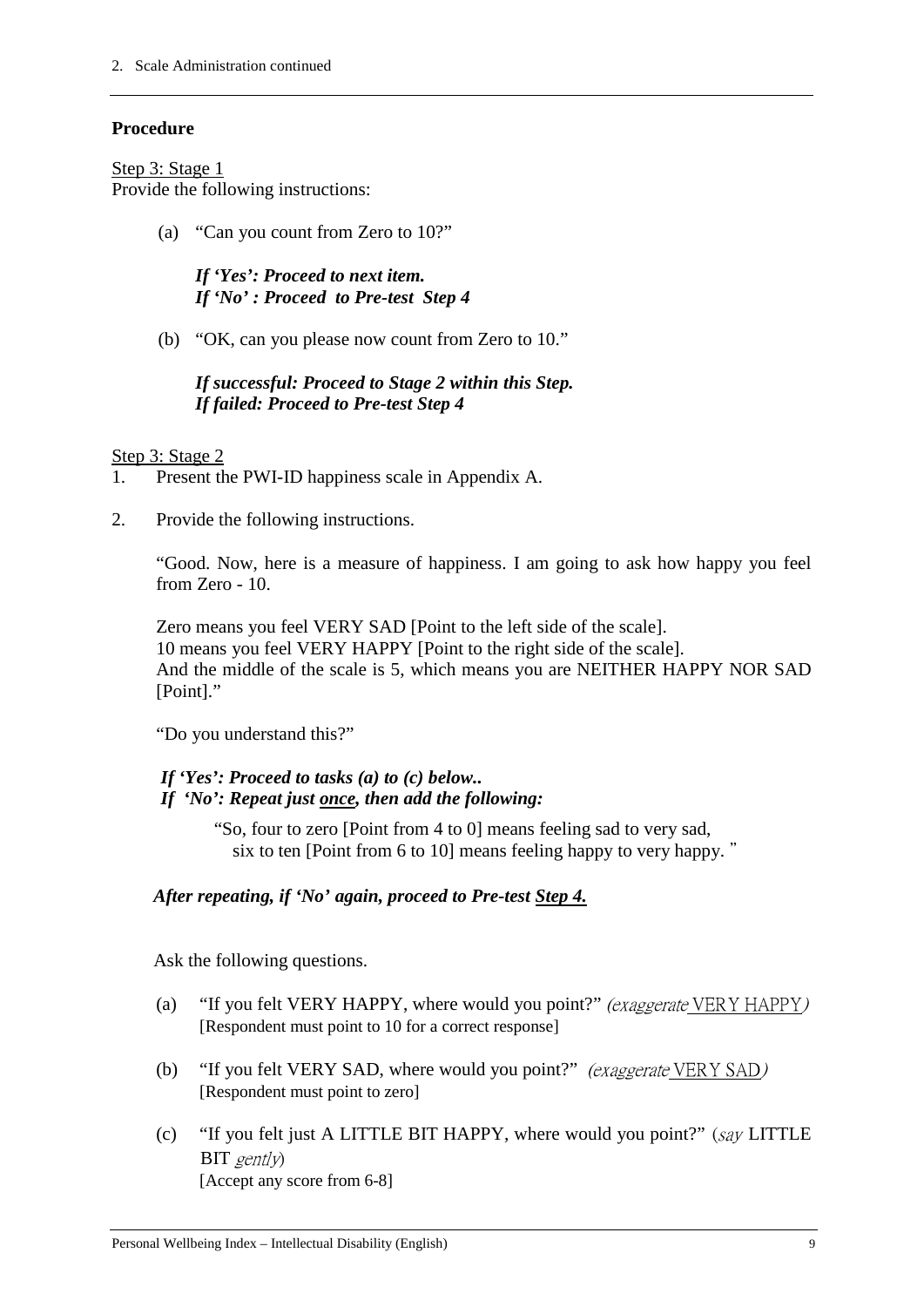**Procedure**

Step 3: Stage 1

Provide the following instructions:

(a) "Can you count from Zero to 10?"

*If 'Yes': Proceed to next item.*
*If 'No' : Proceed to Pre-test Step 4*

(b) "OK, can you please now count from Zero to 10."

*If successful: Proceed to Stage 2 within this Step.*
*If failed: Proceed to Pre-test Step 4*

Step 3: Stage 2

1. Present the PWI-ID happiness scale in Appendix A.

2. Provide the following instructions.

   "Good. Now, here is a measure of happiness. I am going to ask how happy you feel from Zero - 10.

   Zero means you feel VERY SAD [Point to the left side of the scale].
   10 means you feel VERY HAPPY [Point to the right side of the scale].
   And the middle of the scale is 5, which means you are NEITHER HAPPY NOR SAD [Point]."

   "Do you understand this?"

   ***If 'Yes': Proceed to tasks (a) to (c) below..***
   ***If 'No': Repeat just <u>once</u>, then add the following:***

   "So, four to zero [Point from 4 to 0] means feeling sad to very sad,
   six to ten [Point from 6 to 10] means feeling happy to very happy."

   ***After repeating, if 'No' again, proceed to Pre-test <u>Step 4.</u>***

   Ask the following questions.

   (a) "If you felt VERY HAPPY, where would you point?" *(exaggerate* VERY HAPPY*)*
   [Respondent must point to 10 for a correct response]

   (b) "If you felt VERY SAD, where would you point?" *(exaggerate* VERY SAD*)*
   [Respondent must point to zero]

   (c) "If you felt just A LITTLE BIT HAPPY, where would you point?" (*say* LITTLE BIT *gently*)
   [Accept any score from 6-8]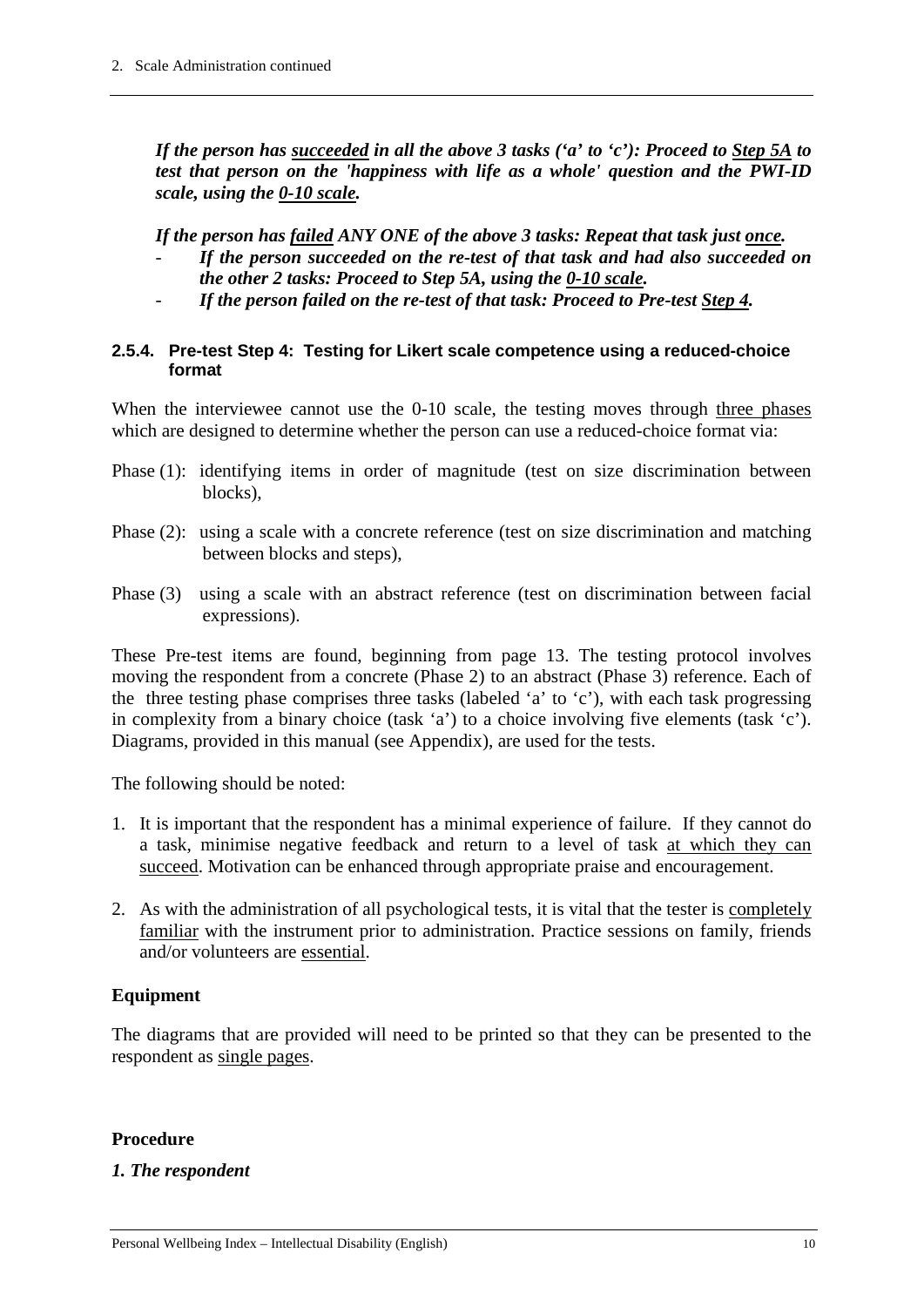***If the person has succeeded in all the above 3 tasks ('a' to 'c'): Proceed to Step 5A to test that person on the 'happiness with life as a whole' question and the PWI-ID scale, using the 0-10 scale.***

***If the person has failed ANY ONE of the above 3 tasks: Repeat that task just once.***

- ***If the person succeeded on the re-test of that task and had also succeeded on the other 2 tasks: Proceed to Step 5A, using the 0-10 scale.***
- ***If the person failed on the re-test of that task: Proceed to Pre-test Step 4.***

#### 2.5.4. Pre-test Step 4: Testing for Likert scale competence using a reduced-choice format

When the interviewee cannot use the 0-10 scale, the testing moves through three phases which are designed to determine whether the person can use a reduced-choice format via:

Phase (1): identifying items in order of magnitude (test on size discrimination between blocks),

Phase (2): using a scale with a concrete reference (test on size discrimination and matching between blocks and steps),

Phase (3) using a scale with an abstract reference (test on discrimination between facial expressions).

These Pre-test items are found, beginning from page 13. The testing protocol involves moving the respondent from a concrete (Phase 2) to an abstract (Phase 3) reference. Each of the three testing phase comprises three tasks (labeled 'a' to 'c'), with each task progressing in complexity from a binary choice (task 'a') to a choice involving five elements (task 'c'). Diagrams, provided in this manual (see Appendix), are used for the tests.

The following should be noted:

1. It is important that the respondent has a minimal experience of failure. If they cannot do a task, minimise negative feedback and return to a level of task at which they can succeed. Motivation can be enhanced through appropriate praise and encouragement.
2. As with the administration of all psychological tests, it is vital that the tester is completely familiar with the instrument prior to administration. Practice sessions on family, friends and/or volunteers are essential.

**Equipment**

The diagrams that are provided will need to be printed so that they can be presented to the respondent as single pages.

**Procedure**

***1. The respondent***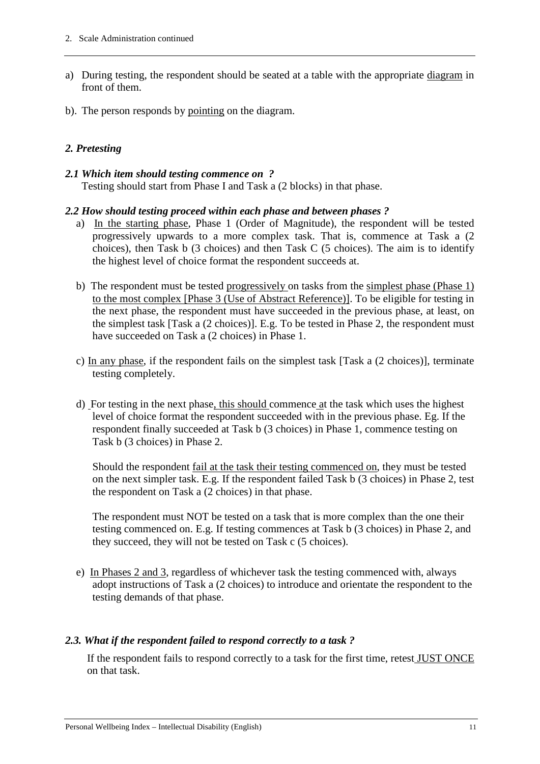a) During testing, the respondent should be seated at a table with the appropriate diagram in front of them.

b). The person responds by pointing on the diagram.

## *2. Pretesting*

### *2.1 Which item should testing commence on ?*

Testing should start from Phase I and Task a (2 blocks) in that phase.

### *2.2 How should testing proceed within each phase and between phases ?*

a) In the starting phase, Phase 1 (Order of Magnitude), the respondent will be tested progressively upwards to a more complex task. That is, commence at Task a (2 choices), then Task b (3 choices) and then Task C (5 choices). The aim is to identify the highest level of choice format the respondent succeeds at.

b) The respondent must be tested progressively on tasks from the simplest phase (Phase 1) to the most complex [Phase 3 (Use of Abstract Reference)]. To be eligible for testing in the next phase, the respondent must have succeeded in the previous phase, at least, on the simplest task [Task a (2 choices)]. E.g. To be tested in Phase 2, the respondent must have succeeded on Task a (2 choices) in Phase 1.

c) In any phase, if the respondent fails on the simplest task [Task a (2 choices)], terminate testing completely.

d) For testing in the next phase, this should commence at the task which uses the highest level of choice format the respondent succeeded with in the previous phase. Eg. If the respondent finally succeeded at Task b (3 choices) in Phase 1, commence testing on Task b (3 choices) in Phase 2.

Should the respondent fail at the task their testing commenced on, they must be tested on the next simpler task. E.g. If the respondent failed Task b (3 choices) in Phase 2, test the respondent on Task a (2 choices) in that phase.

The respondent must NOT be tested on a task that is more complex than the one their testing commenced on. E.g. If testing commences at Task b (3 choices) in Phase 2, and they succeed, they will not be tested on Task c (5 choices).

e) In Phases 2 and 3, regardless of whichever task the testing commenced with, always adopt instructions of Task a (2 choices) to introduce and orientate the respondent to the testing demands of that phase.

### *2.3. What if the respondent failed to respond correctly to a task ?*

If the respondent fails to respond correctly to a task for the first time, retest JUST ONCE on that task.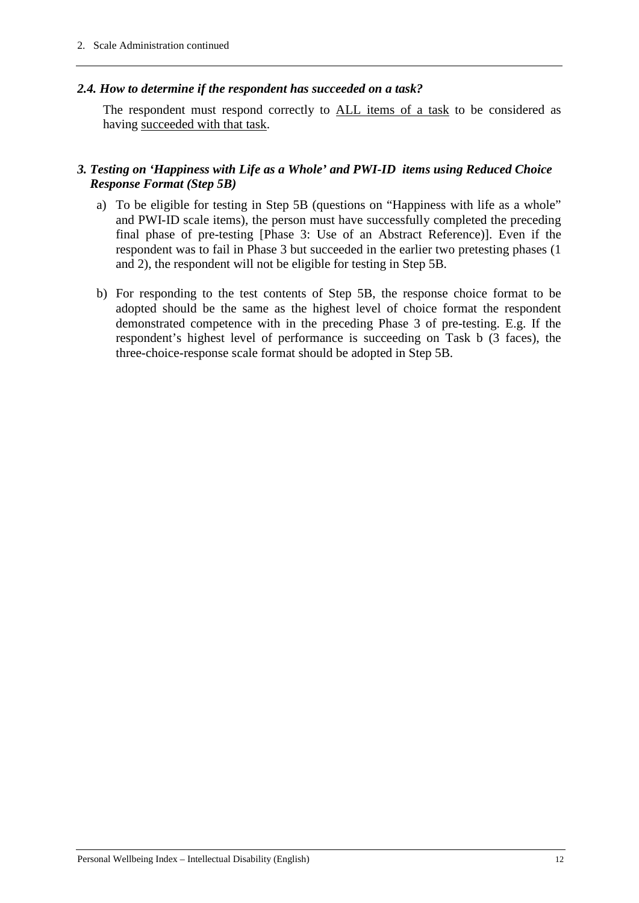### *2.4. How to determine if the respondent has succeeded on a task?*

The respondent must respond correctly to <u>ALL items of a task</u> to be considered as having <u>succeeded with that task</u>.

### *3. Testing on 'Happiness with Life as a Whole' and PWI-ID items using Reduced Choice Response Format (Step 5B)*

a) To be eligible for testing in Step 5B (questions on "Happiness with life as a whole" and PWI-ID scale items), the person must have successfully completed the preceding final phase of pre-testing [Phase 3: Use of an Abstract Reference)]. Even if the respondent was to fail in Phase 3 but succeeded in the earlier two pretesting phases (1 and 2), the respondent will not be eligible for testing in Step 5B.

b) For responding to the test contents of Step 5B, the response choice format to be adopted should be the same as the highest level of choice format the respondent demonstrated competence with in the preceding Phase 3 of pre-testing. E.g. If the respondent's highest level of performance is succeeding on Task b (3 faces), the three-choice-response scale format should be adopted in Step 5B.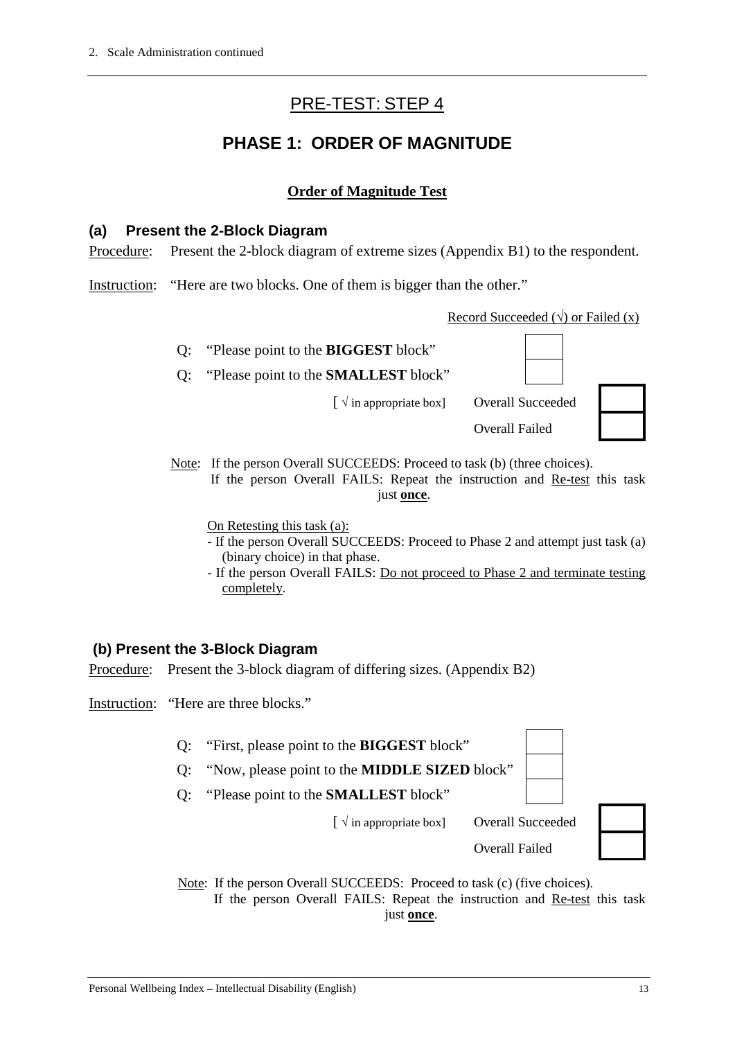## PRE-TEST: STEP 4

## PHASE 1: ORDER OF MAGNITUDE

### Order of Magnitude Test

### (a) Present the 2-Block Diagram

Procedure: Present the 2-block diagram of extreme sizes (Appendix B1) to the respondent.

Instruction: "Here are two blocks. One of them is bigger than the other."

Record Succeeded (√) or Failed (x)

| | |
|---|---|
| Q: "Please point to the **BIGGEST** block" | |
| Q: "Please point to the **SMALLEST** block" | |

[ √ in appropriate box]

| | |
|---|---|
| Overall Succeeded | |
| Overall Failed | |

Note: If the person Overall SUCCEEDS: Proceed to task (b) (three choices).
If the person Overall FAILS: Repeat the instruction and Re-test this task just **once**.

On Retesting this task (a):

- If the person Overall SUCCEEDS: Proceed to Phase 2 and attempt just task (a) (binary choice) in that phase.
- If the person Overall FAILS: Do not proceed to Phase 2 and terminate testing completely.

### (b) Present the 3-Block Diagram

Procedure: Present the 3-block diagram of differing sizes. (Appendix B2)

Instruction: "Here are three blocks."

| | |
|---|---|
| Q: "First, please point to the **BIGGEST** block" | |
| Q: "Now, please point to the **MIDDLE SIZED** block" | |
| Q: "Please point to the **SMALLEST** block" | |

[ √ in appropriate box]

| | |
|---|---|
| Overall Succeeded | |
| Overall Failed | |

Note: If the person Overall SUCCEEDS: Proceed to task (c) (five choices).
If the person Overall FAILS: Repeat the instruction and Re-test this task just **once**.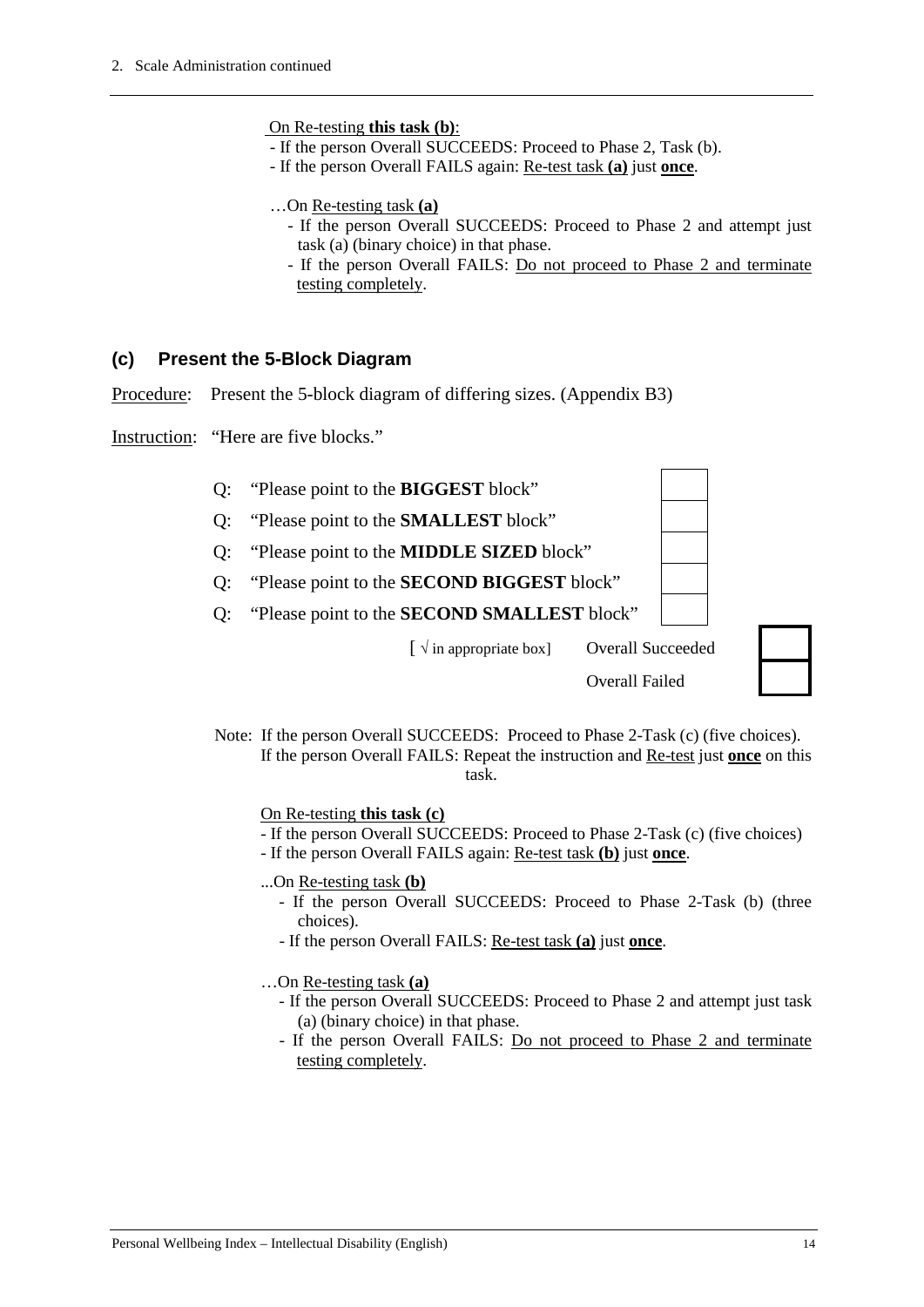On Re-testing **this task (b)**:

- If the person Overall SUCCEEDS: Proceed to Phase 2, Task (b).
- If the person Overall FAILS again: Re-test task **(a)** just **once**.

…On Re-testing task **(a)**

- If the person Overall SUCCEEDS: Proceed to Phase 2 and attempt just task (a) (binary choice) in that phase.
- If the person Overall FAILS: Do not proceed to Phase 2 and terminate testing completely.

## (c) Present the 5-Block Diagram

Procedure: Present the 5-block diagram of differing sizes. (Appendix B3)

Instruction: "Here are five blocks."

| Question | |
|---|---|
| Q: "Please point to the **BIGGEST** block" | |
| Q: "Please point to the **SMALLEST** block" | |
| Q: "Please point to the **MIDDLE SIZED** block" | |
| Q: "Please point to the **SECOND BIGGEST** block" | |
| Q: "Please point to the **SECOND SMALLEST** block" | |

[ √ in appropriate box]

| | |
|---|---|
| Overall Succeeded | |
| Overall Failed | |

Note: If the person Overall SUCCEEDS: Proceed to Phase 2-Task (c) (five choices).
If the person Overall FAILS: Repeat the instruction and Re-test just **once** on this task.

On Re-testing **this task (c)**

- If the person Overall SUCCEEDS: Proceed to Phase 2-Task (c) (five choices)
- If the person Overall FAILS again: Re-test task **(b)** just **once**.

...On Re-testing task **(b)**

- If the person Overall SUCCEEDS: Proceed to Phase 2-Task (b) (three choices).
- If the person Overall FAILS: Re-test task **(a)** just **once**.

…On Re-testing task **(a)**

- If the person Overall SUCCEEDS: Proceed to Phase 2 and attempt just task (a) (binary choice) in that phase.
- If the person Overall FAILS: Do not proceed to Phase 2 and terminate testing completely.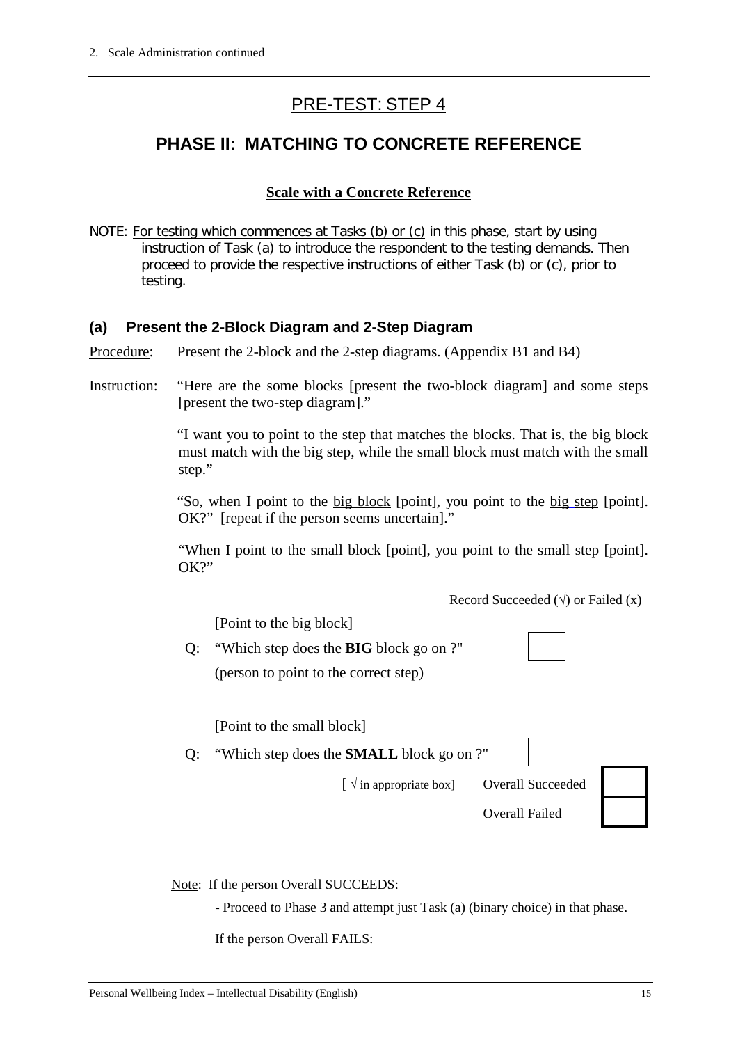# PRE-TEST: STEP 4

## PHASE II: MATCHING TO CONCRETE REFERENCE

### Scale with a Concrete Reference

NOTE: For testing which commences at Tasks (b) or (c) in this phase, start by using instruction of Task (a) to introduce the respondent to the testing demands. Then proceed to provide the respective instructions of either Task (b) or (c), prior to testing.

### (a) Present the 2-Block Diagram and 2-Step Diagram

Procedure: Present the 2-block and the 2-step diagrams. (Appendix B1 and B4)

Instruction: "Here are the some blocks [present the two-block diagram] and some steps [present the two-step diagram]."

"I want you to point to the step that matches the blocks. That is, the big block must match with the big step, while the small block must match with the small step."

"So, when I point to the big block [point], you point to the big step [point]. OK?" [repeat if the person seems uncertain]."

"When I point to the small block [point], you point to the small step [point]. OK?"

Record Succeeded (√) or Failed (x)

[Point to the big block]

Q: "Which step does the **BIG** block go on ?" ☐

(person to point to the correct step)

[Point to the small block]

Q: "Which step does the **SMALL** block go on ?" ☐

[ √ in appropriate box] Overall Succeeded ☐

Overall Failed ☐

Note: If the person Overall SUCCEEDS:

- Proceed to Phase 3 and attempt just Task (a) (binary choice) in that phase.

If the person Overall FAILS: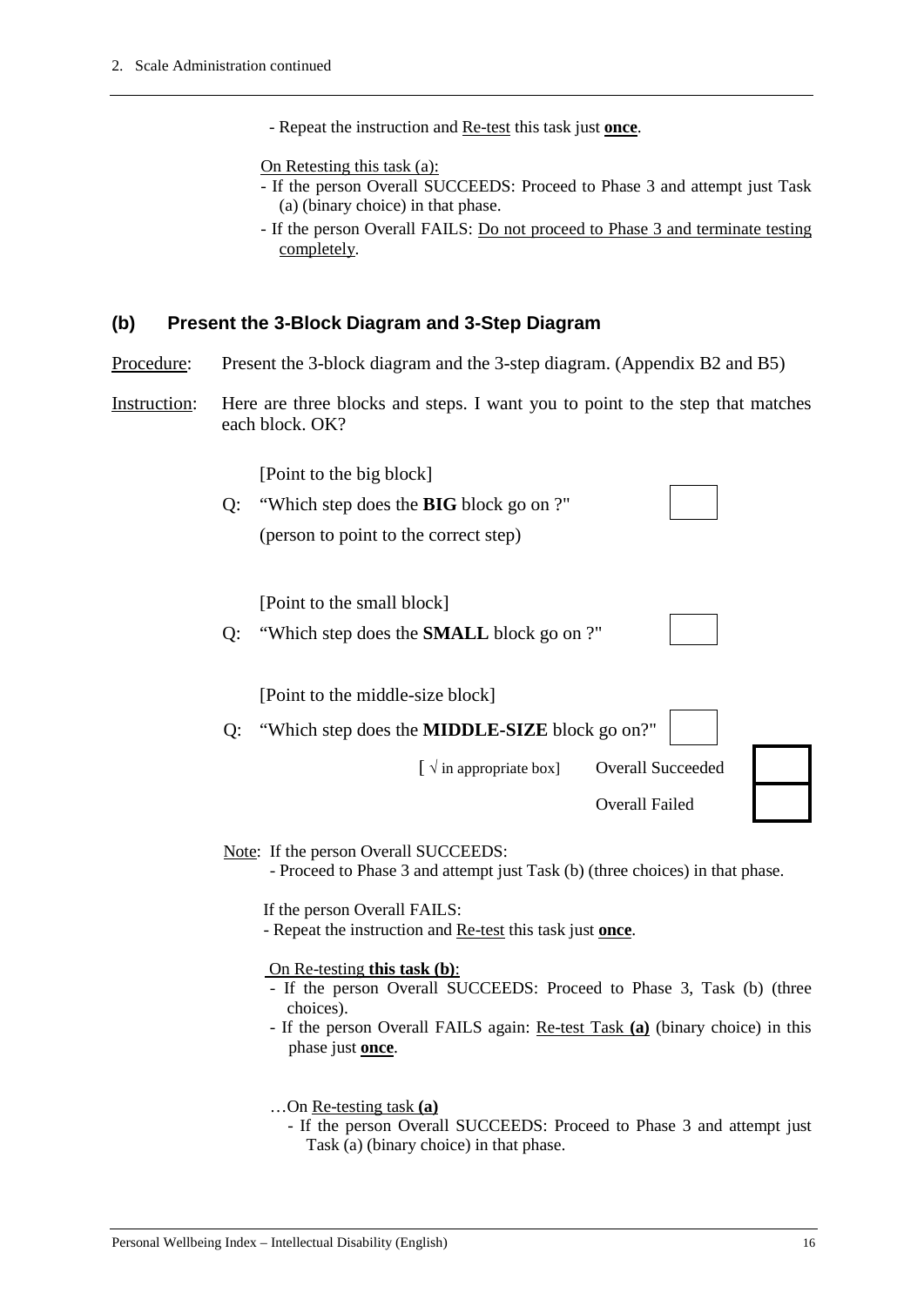- Repeat the instruction and Re-test this task just **once**.

On Retesting this task (a):

- If the person Overall SUCCEEDS: Proceed to Phase 3 and attempt just Task (a) (binary choice) in that phase.
- If the person Overall FAILS: Do not proceed to Phase 3 and terminate testing completely.

## (b) Present the 3-Block Diagram and 3-Step Diagram

Procedure: Present the 3-block diagram and the 3-step diagram. (Appendix B2 and B5)

Instruction: Here are three blocks and steps. I want you to point to the step that matches each block. OK?

[Point to the big block]

Q: "Which step does the **BIG** block go on ?" ☐

(person to point to the correct step)

[Point to the small block]

Q: "Which step does the **SMALL** block go on ?" ☐

[Point to the middle-size block]

Q: "Which step does the **MIDDLE-SIZE** block go on?" ☐

[ √ in appropriate box] Overall Succeeded ☐

Overall Failed ☐

Note: If the person Overall SUCCEEDS:

- Proceed to Phase 3 and attempt just Task (b) (three choices) in that phase.

If the person Overall FAILS:

- Repeat the instruction and Re-test this task just **once**.

On Re-testing **this task (b)**:

- If the person Overall SUCCEEDS: Proceed to Phase 3, Task (b) (three choices).
- If the person Overall FAILS again: Re-test Task **(a)** (binary choice) in this phase just **once**.

…On Re-testing task **(a)**

- If the person Overall SUCCEEDS: Proceed to Phase 3 and attempt just Task (a) (binary choice) in that phase.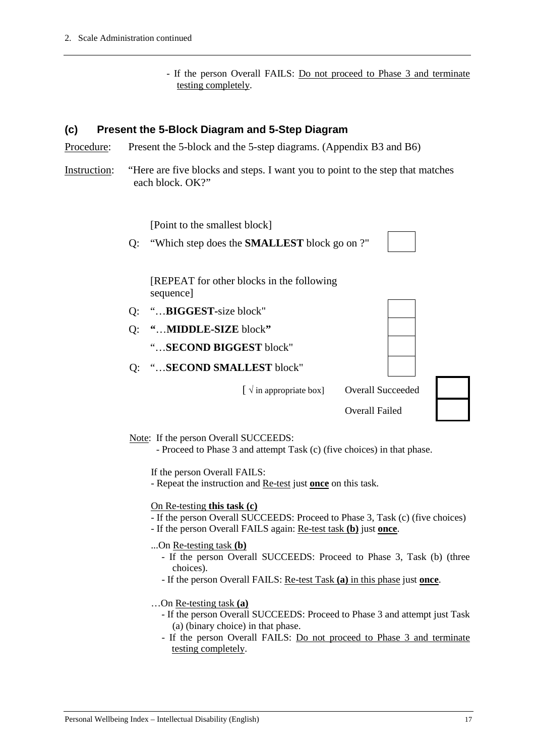- If the person Overall FAILS: Do not proceed to Phase 3 and terminate testing completely.

### (c) Present the 5-Block Diagram and 5-Step Diagram

Procedure: Present the 5-block and the 5-step diagrams. (Appendix B3 and B6)

Instruction: "Here are five blocks and steps. I want you to point to the step that matches each block. OK?"

[Point to the smallest block]

Q: "Which step does the **SMALLEST** block go on ?" ☐

[REPEAT for other blocks in the following sequence]

Q: "…**BIGGEST**-size block" ☐

Q: "…**MIDDLE-SIZE** block" ☐

"…**SECOND BIGGEST** block" ☐

Q: "…**SECOND SMALLEST** block" ☐

[ √ in appropriate box] Overall Succeeded ☐

Overall Failed ☐

Note: If the person Overall SUCCEEDS:
- Proceed to Phase 3 and attempt Task (c) (five choices) in that phase.

If the person Overall FAILS:
- Repeat the instruction and Re-test just **once** on this task.

On Re-testing **this task (c)**
- If the person Overall SUCCEEDS: Proceed to Phase 3, Task (c) (five choices)
- If the person Overall FAILS again: Re-test task **(b)** just **once**.

...On Re-testing task **(b)**
- If the person Overall SUCCEEDS: Proceed to Phase 3, Task (b) (three choices).
- If the person Overall FAILS: Re-test Task **(a)** in this phase just **once**.

…On Re-testing task **(a)**
- If the person Overall SUCCEEDS: Proceed to Phase 3 and attempt just Task (a) (binary choice) in that phase.
- If the person Overall FAILS: Do not proceed to Phase 3 and terminate testing completely.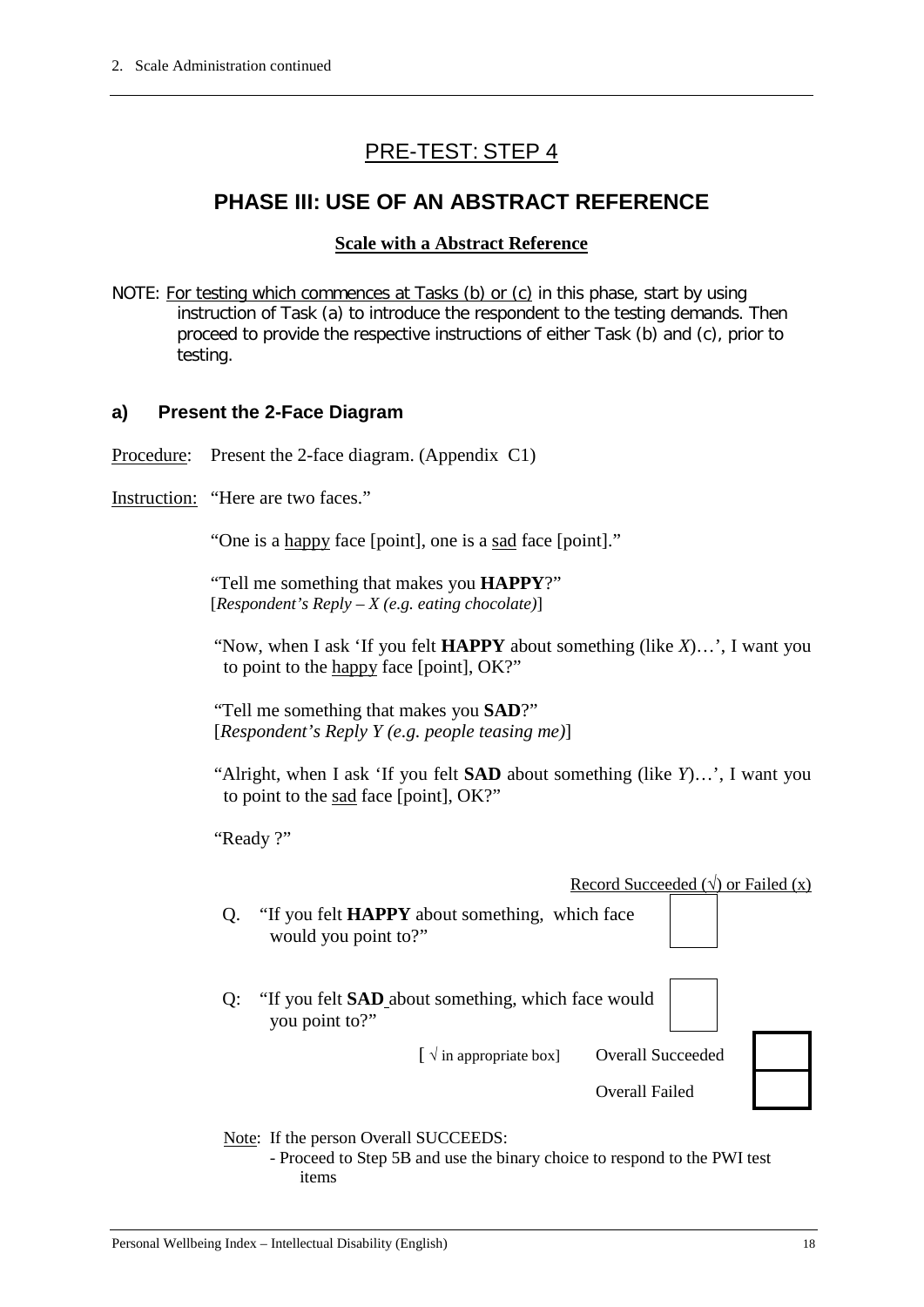# PRE-TEST: STEP 4

## PHASE III: USE OF AN ABSTRACT REFERENCE

**Scale with a Abstract Reference**

NOTE: For testing which commences at Tasks (b) or (c) in this phase, start by using instruction of Task (a) to introduce the respondent to the testing demands. Then proceed to provide the respective instructions of either Task (b) and (c), prior to testing.

### a) Present the 2-Face Diagram

Procedure: Present the 2-face diagram. (Appendix C1)

Instruction: "Here are two faces."

"One is a happy face [point], one is a sad face [point]."

"Tell me something that makes you **HAPPY**?"
[*Respondent's Reply – X (e.g. eating chocolate)*]

"Now, when I ask 'If you felt **HAPPY** about something (like *X*)…', I want you to point to the happy face [point], OK?"

"Tell me something that makes you **SAD**?"
[*Respondent's Reply Y (e.g. people teasing me)*]

"Alright, when I ask 'If you felt **SAD** about something (like *Y*)…', I want you to point to the sad face [point], OK?"

"Ready ?"

Record Succeeded (√) or Failed (x)

| Question | Record |
|---|---|
| Q. "If you felt **HAPPY** about something, which face would you point to?" | |
| Q: "If you felt **SAD** about something, which face would you point to?" | |

[ √ in appropriate box]

| | |
|---|---|
| Overall Succeeded | |
| Overall Failed | |

Note: If the person Overall SUCCEEDS:
- Proceed to Step 5B and use the binary choice to respond to the PWI test items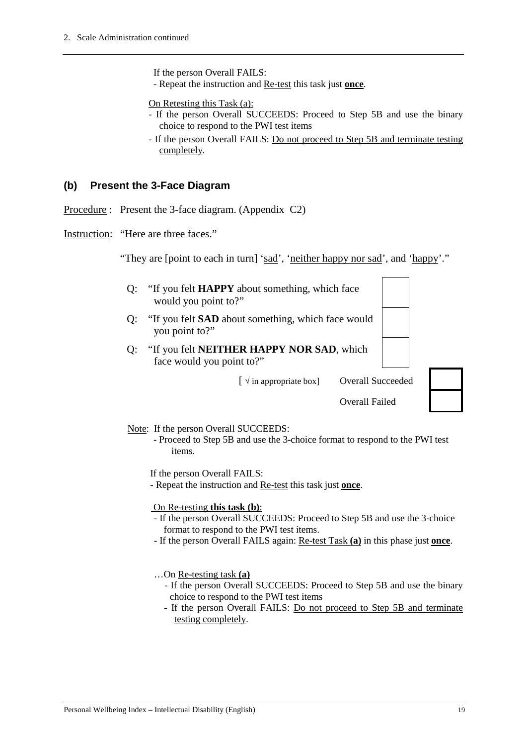If the person Overall FAILS:
- Repeat the instruction and Re-test this task just **once**.

On Retesting this Task (a):
- If the person Overall SUCCEEDS: Proceed to Step 5B and use the binary choice to respond to the PWI test items
- If the person Overall FAILS: Do not proceed to Step 5B and terminate testing completely.

### (b) Present the 3-Face Diagram

Procedure : Present the 3-face diagram. (Appendix C2)

Instruction: "Here are three faces."

"They are [point to each in turn] 'sad', 'neither happy nor sad', and 'happy'."

Q: "If you felt **HAPPY** about something, which face would you point to?" ☐

Q: "If you felt **SAD** about something, which face would you point to?" ☐

Q: "If you felt **NEITHER HAPPY NOR SAD**, which face would you point to?" ☐

[ √ in appropriate box] Overall Succeeded ☐

Overall Failed ☐

Note: If the person Overall SUCCEEDS:
- Proceed to Step 5B and use the 3-choice format to respond to the PWI test items.

If the person Overall FAILS:
- Repeat the instruction and Re-test this task just **once**.

On Re-testing **this task (b)**:
- If the person Overall SUCCEEDS: Proceed to Step 5B and use the 3-choice format to respond to the PWI test items.
- If the person Overall FAILS again: Re-test Task **(a)** in this phase just **once**.

…On Re-testing task **(a)**
- If the person Overall SUCCEEDS: Proceed to Step 5B and use the binary choice to respond to the PWI test items
- If the person Overall FAILS: Do not proceed to Step 5B and terminate testing completely.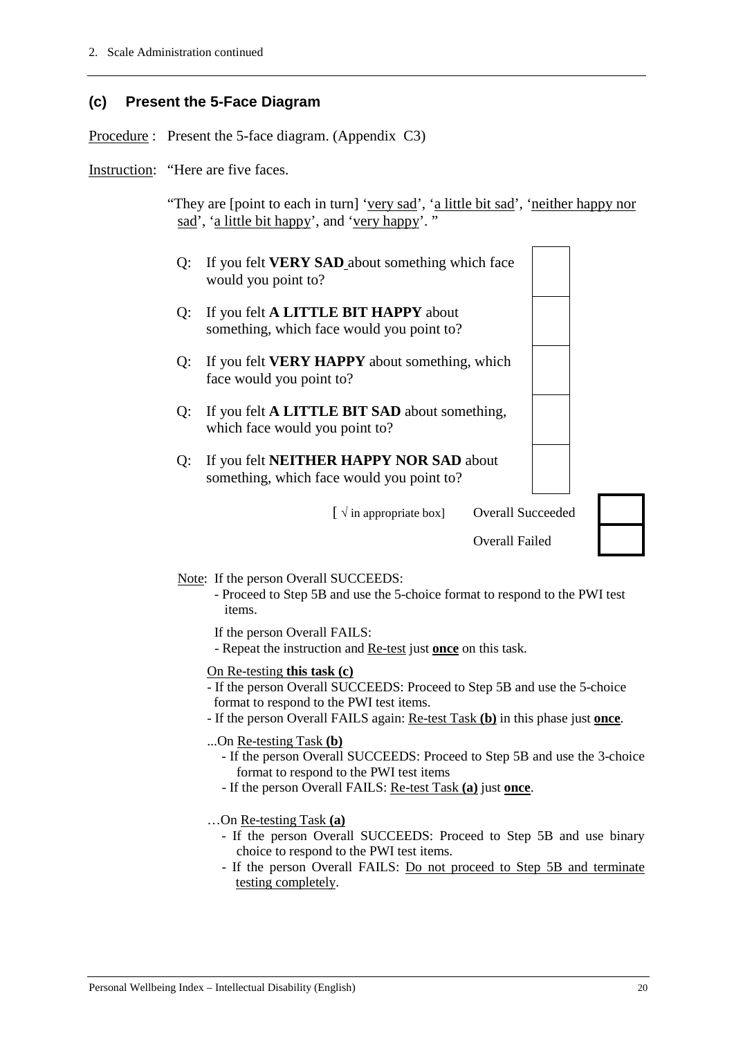### (c) Present the 5-Face Diagram

Procedure : Present the 5-face diagram. (Appendix C3)

Instruction: "Here are five faces.

"They are [point to each in turn] 'very sad', 'a little bit sad', 'neither happy nor sad', 'a little bit happy', and 'very happy'. "

| Question | |
|---|---|
| Q: If you felt **VERY SAD** about something which face would you point to? | |
| Q: If you felt **A LITTLE BIT HAPPY** about something, which face would you point to? | |
| Q: If you felt **VERY HAPPY** about something, which face would you point to? | |
| Q: If you felt **A LITTLE BIT SAD** about something, which face would you point to? | |
| Q: If you felt **NEITHER HAPPY NOR SAD** about something, which face would you point to? | |

[ √ in appropriate box]

| | |
|---|---|
| Overall Succeeded | |
| Overall Failed | |

Note: If the person Overall SUCCEEDS:

- Proceed to Step 5B and use the 5-choice format to respond to the PWI test items.

If the person Overall FAILS:

- Repeat the instruction and Re-test just **once** on this task.

On Re-testing **this task (c)**

- If the person Overall SUCCEEDS: Proceed to Step 5B and use the 5-choice format to respond to the PWI test items.
- If the person Overall FAILS again: Re-test Task **(b)** in this phase just **once**.

...On Re-testing Task **(b)**

- If the person Overall SUCCEEDS: Proceed to Step 5B and use the 3-choice format to respond to the PWI test items
- If the person Overall FAILS: Re-test Task **(a)** just **once**.

…On Re-testing Task **(a)**

- If the person Overall SUCCEEDS: Proceed to Step 5B and use binary choice to respond to the PWI test items.
- If the person Overall FAILS: Do not proceed to Step 5B and terminate testing completely.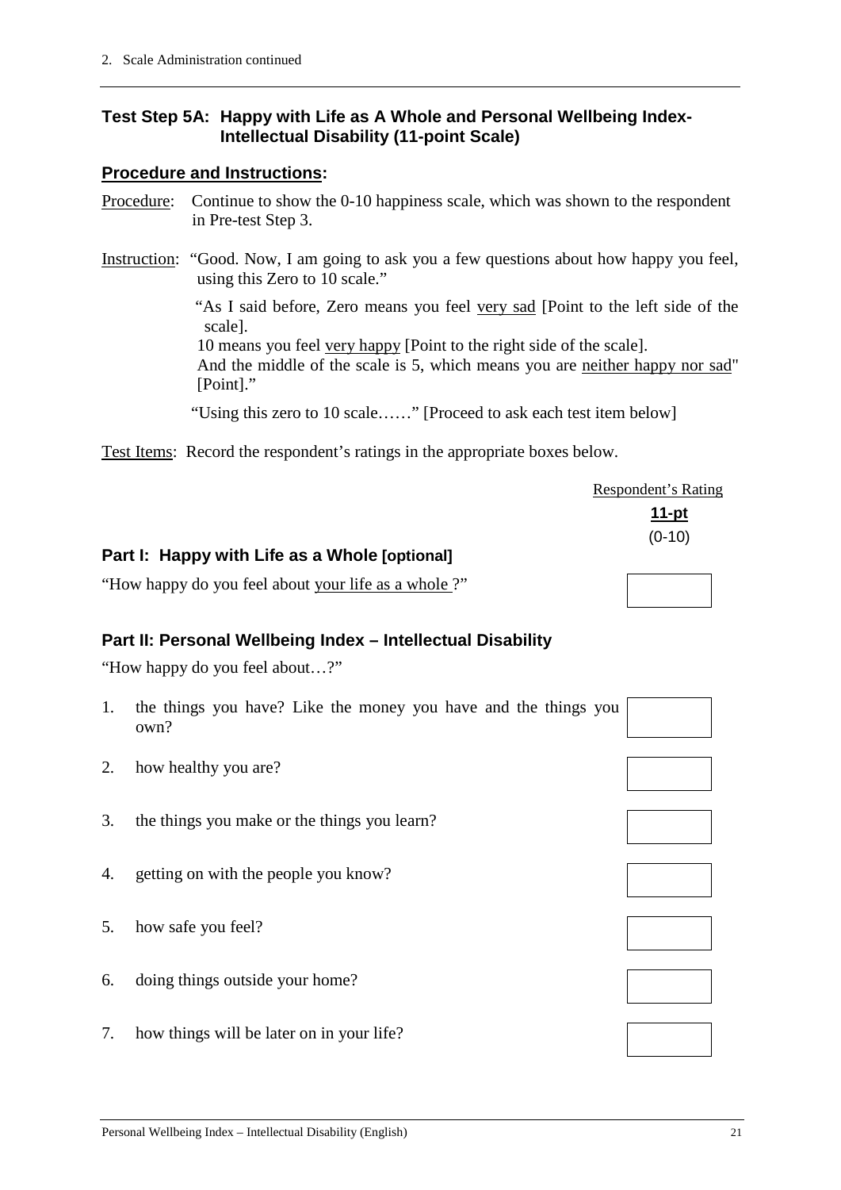### Test Step 5A: Happy with Life as A Whole and Personal Wellbeing Index-Intellectual Disability (11-point Scale)

**Procedure and Instructions:**

Procedure: Continue to show the 0-10 happiness scale, which was shown to the respondent in Pre-test Step 3.

Instruction: "Good. Now, I am going to ask you a few questions about how happy you feel, using this Zero to 10 scale."

"As I said before, Zero means you feel very sad [Point to the left side of the scale].
10 means you feel very happy [Point to the right side of the scale].
And the middle of the scale is 5, which means you are neither happy nor sad" [Point]."

"Using this zero to 10 scale……" [Proceed to ask each test item below]

Test Items: Record the respondent's ratings in the appropriate boxes below.

| | Respondent's Rating **11-pt** (0-10) |
|---|---|
| **Part I: Happy with Life as a Whole [optional]** | |
| "How happy do you feel about your life as a whole ?" | |
| **Part II: Personal Wellbeing Index – Intellectual Disability** | |
| "How happy do you feel about…?" | |
| 1. the things you have? Like the money you have and the things you own? | |
| 2. how healthy you are? | |
| 3. the things you make or the things you learn? | |
| 4. getting on with the people you know? | |
| 5. how safe you feel? | |
| 6. doing things outside your home? | |
| 7. how things will be later on in your life? | |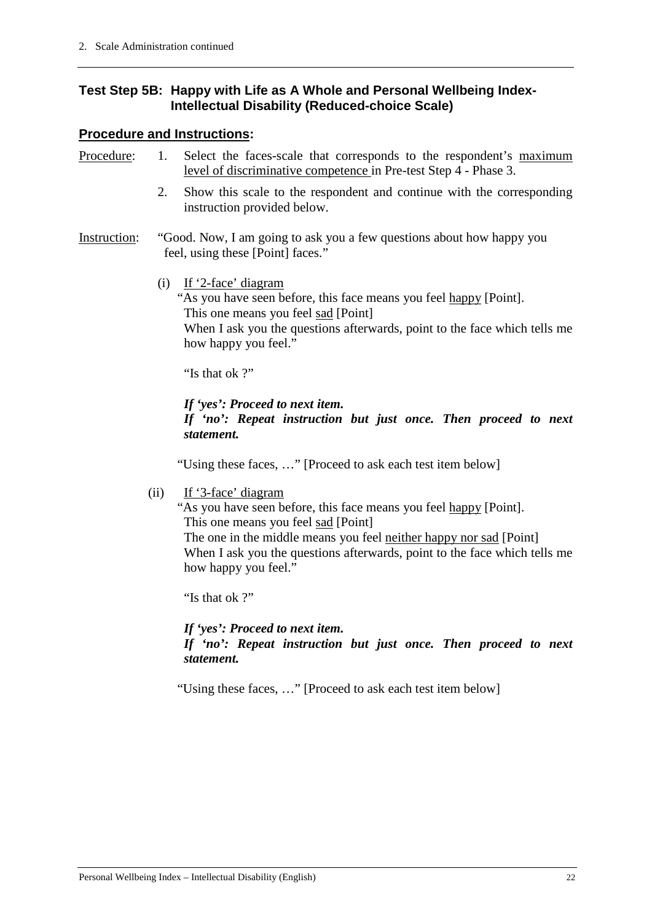### Test Step 5B: Happy with Life as A Whole and Personal Wellbeing Index-Intellectual Disability (Reduced-choice Scale)

**Procedure and Instructions:**

Procedure:

1. Select the faces-scale that corresponds to the respondent's maximum level of discriminative competence in Pre-test Step 4 - Phase 3.
2. Show this scale to the respondent and continue with the corresponding instruction provided below.

Instruction: "Good. Now, I am going to ask you a few questions about how happy you feel, using these [Point] faces."

(i) If '2-face' diagram

"As you have seen before, this face means you feel happy [Point].
This one means you feel sad [Point]
When I ask you the questions afterwards, point to the face which tells me how happy you feel."

"Is that ok ?"

***If 'yes': Proceed to next item.***
***If 'no': Repeat instruction but just once. Then proceed to next statement.***

"Using these faces, …" [Proceed to ask each test item below]

(ii) If '3-face' diagram

"As you have seen before, this face means you feel happy [Point].
This one means you feel sad [Point]
The one in the middle means you feel neither happy nor sad [Point]
When I ask you the questions afterwards, point to the face which tells me how happy you feel."

"Is that ok ?"

***If 'yes': Proceed to next item.***
***If 'no': Repeat instruction but just once. Then proceed to next statement.***

"Using these faces, …" [Proceed to ask each test item below]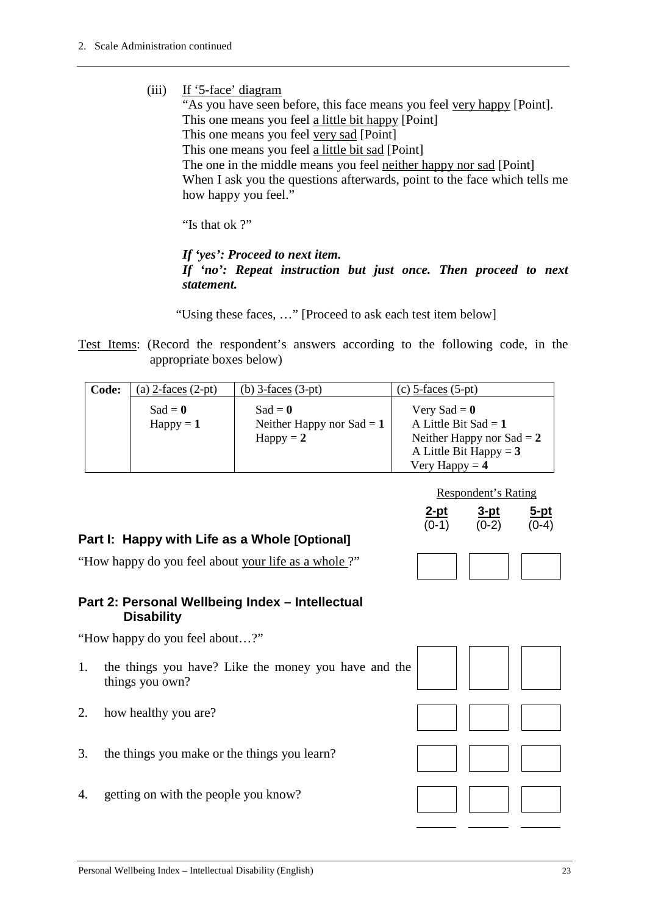(iii) If '5-face' diagram

"As you have seen before, this face means you feel very happy [Point].
This one means you feel a little bit happy [Point]
This one means you feel very sad [Point]
This one means you feel a little bit sad [Point]
The one in the middle means you feel neither happy nor sad [Point]
When I ask you the questions afterwards, point to the face which tells me how happy you feel."

"Is that ok ?"

***If 'yes': Proceed to next item.***
***If 'no': Repeat instruction but just once. Then proceed to next statement.***

"Using these faces, …" [Proceed to ask each test item below]

Test Items: (Record the respondent's answers according to the following code, in the appropriate boxes below)

| Code: | (a) 2-faces (2-pt) | (b) 3-faces (3-pt) | (c) 5-faces (5-pt) |
|---|---|---|---|
| | Sad = **0**<br>Happy = **1** | Sad = **0**<br>Neither Happy nor Sad = **1**<br>Happy = **2** | Very Sad = **0**<br>A Little Bit Sad = **1**<br>Neither Happy nor Sad = **2**<br>A Little Bit Happy = **3**<br>Very Happy = **4** |

| | Respondent's Rating | | |
|---|---|---|---|
| | **2-pt** (0-1) | **3-pt** (0-2) | **5-pt** (0-4) |
| **Part I: Happy with Life as a Whole [Optional]** | | | |
| "How happy do you feel about your life as a whole ?" | | | |
| **Part 2: Personal Wellbeing Index – Intellectual Disability** | | | |
| "How happy do you feel about…?" | | | |
| 1. the things you have? Like the money you have and the things you own? | | | |
| 2. how healthy you are? | | | |
| 3. the things you make or the things you learn? | | | |
| 4. getting on with the people you know? | | | |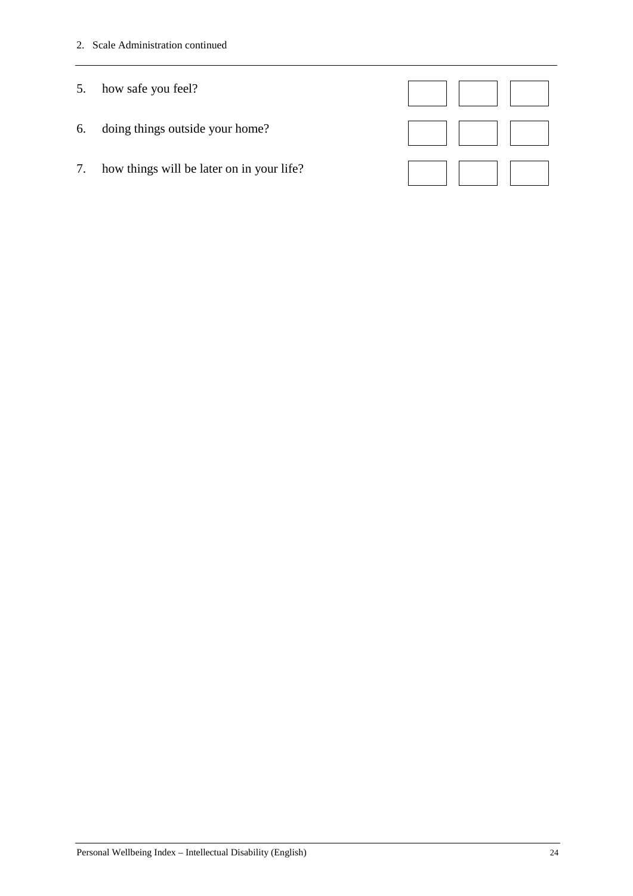5. how safe you feel?

6. doing things outside your home?

7. how things will be later on in your life?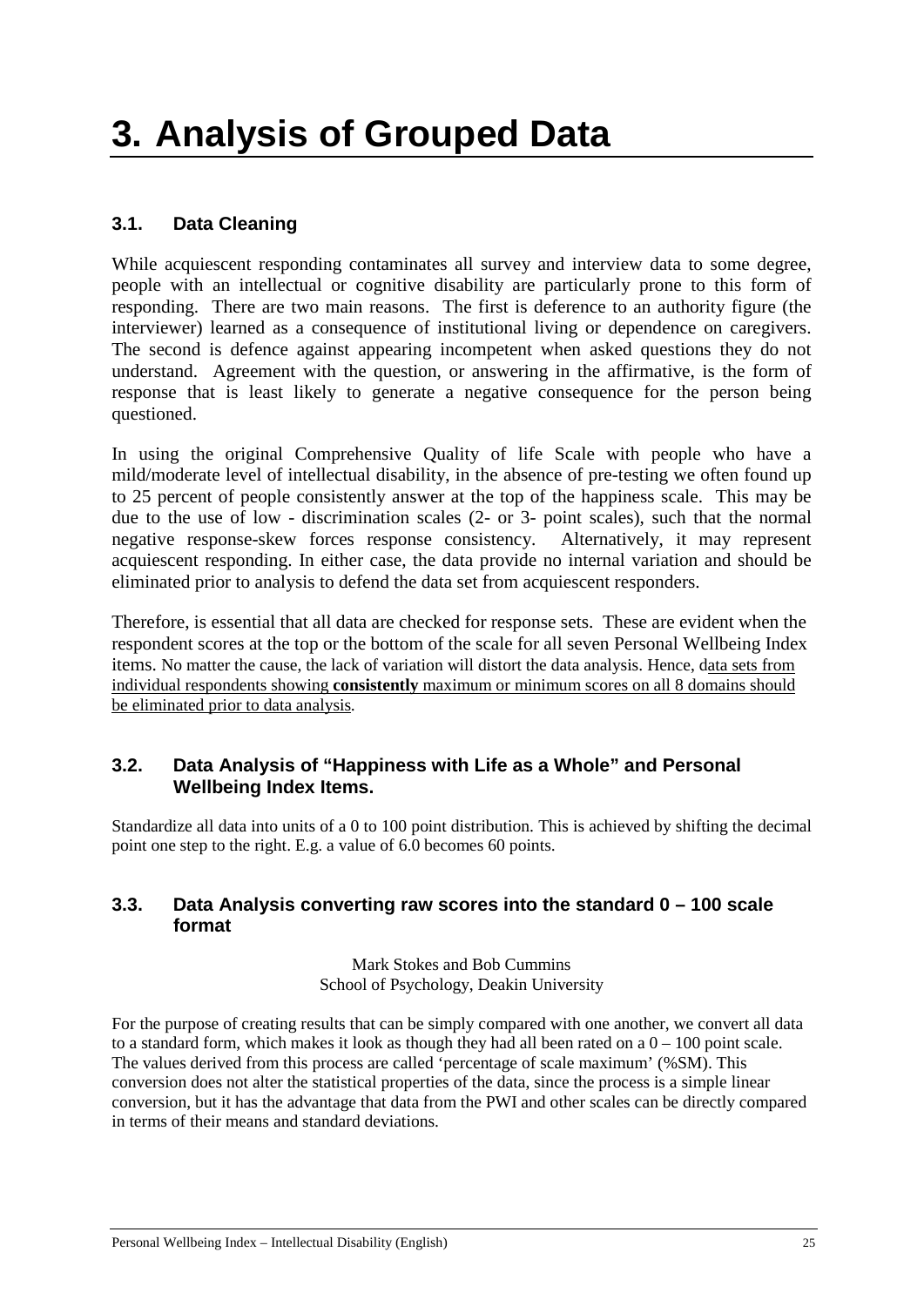# 3. Analysis of Grouped Data

## 3.1. Data Cleaning

While acquiescent responding contaminates all survey and interview data to some degree, people with an intellectual or cognitive disability are particularly prone to this form of responding. There are two main reasons. The first is deference to an authority figure (the interviewer) learned as a consequence of institutional living or dependence on caregivers. The second is defence against appearing incompetent when asked questions they do not understand. Agreement with the question, or answering in the affirmative, is the form of response that is least likely to generate a negative consequence for the person being questioned.

In using the original Comprehensive Quality of life Scale with people who have a mild/moderate level of intellectual disability, in the absence of pre-testing we often found up to 25 percent of people consistently answer at the top of the happiness scale. This may be due to the use of low - discrimination scales (2- or 3- point scales), such that the normal negative response-skew forces response consistency. Alternatively, it may represent acquiescent responding. In either case, the data provide no internal variation and should be eliminated prior to analysis to defend the data set from acquiescent responders.

Therefore, is essential that all data are checked for response sets. These are evident when the respondent scores at the top or the bottom of the scale for all seven Personal Wellbeing Index items. No matter the cause, the lack of variation will distort the data analysis. Hence, <u>data sets from individual respondents showing **consistently** maximum or minimum scores on all 8 domains should be eliminated prior to data analysis</u>.

## 3.2. Data Analysis of "Happiness with Life as a Whole" and Personal Wellbeing Index Items.

Standardize all data into units of a 0 to 100 point distribution. This is achieved by shifting the decimal point one step to the right. E.g. a value of 6.0 becomes 60 points.

## 3.3. Data Analysis converting raw scores into the standard 0 – 100 scale format

Mark Stokes and Bob Cummins
School of Psychology, Deakin University

For the purpose of creating results that can be simply compared with one another, we convert all data to a standard form, which makes it look as though they had all been rated on a 0 – 100 point scale. The values derived from this process are called 'percentage of scale maximum' (%SM). This conversion does not alter the statistical properties of the data, since the process is a simple linear conversion, but it has the advantage that data from the PWI and other scales can be directly compared in terms of their means and standard deviations.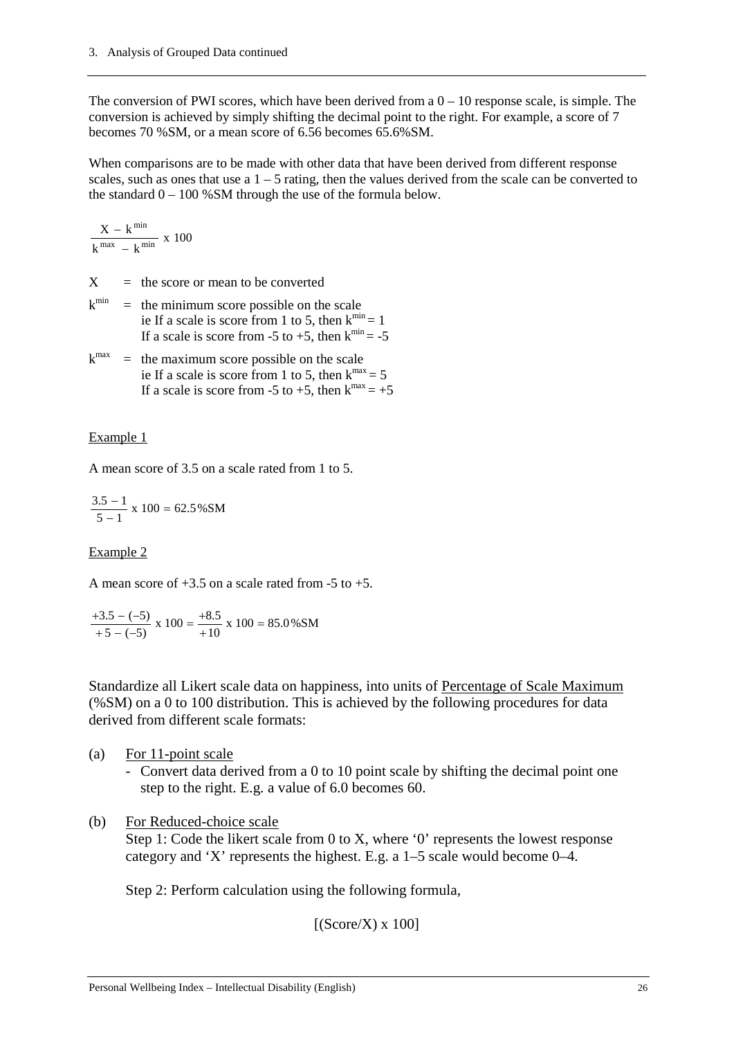The conversion of PWI scores, which have been derived from a 0 – 10 response scale, is simple. The conversion is achieved by simply shifting the decimal point to the right. For example, a score of 7 becomes 70 %SM, or a mean score of 6.56 becomes 65.6%SM.

When comparisons are to be made with other data that have been derived from different response scales, such as ones that use a 1 – 5 rating, then the values derived from the scale can be converted to the standard 0 – 100 %SM through the use of the formula below.

$$\frac{X - k^{min}}{k^{max} - k^{min}} \text{ x } 100$$

$X$ = the score or mean to be converted

$k^{min}$ = the minimum score possible on the scale
ie If a scale is score from 1 to 5, then $k^{min} = 1$
If a scale is score from -5 to +5, then $k^{min} = -5$

$k^{max}$ = the maximum score possible on the scale
ie If a scale is score from 1 to 5, then $k^{max} = 5$
If a scale is score from -5 to +5, then $k^{max} = +5$

Example 1

A mean score of 3.5 on a scale rated from 1 to 5.

$$\frac{3.5 - 1}{5 - 1} \text{ x } 100 = 62.5\%\text{SM}$$

Example 2

A mean score of +3.5 on a scale rated from -5 to +5.

$$\frac{+3.5 - (-5)}{+5 - (-5)} \text{ x } 100 = \frac{+8.5}{+10} \text{ x } 100 = 85.0\%\text{SM}$$

Standardize all Likert scale data on happiness, into units of Percentage of Scale Maximum (%SM) on a 0 to 100 distribution. This is achieved by the following procedures for data derived from different scale formats:

(a) For 11-point scale
- Convert data derived from a 0 to 10 point scale by shifting the decimal point one step to the right. E.g. a value of 6.0 becomes 60.

(b) For Reduced-choice scale

Step 1: Code the likert scale from 0 to X, where '0' represents the lowest response category and 'X' represents the highest. E.g. a 1–5 scale would become 0–4.

Step 2: Perform calculation using the following formula,

[(Score/X) x 100]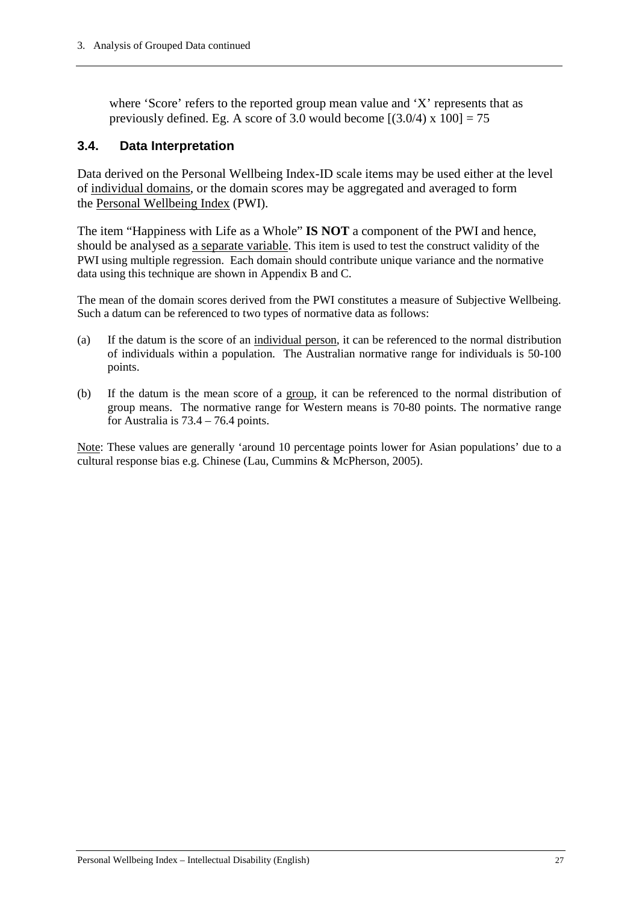where 'Score' refers to the reported group mean value and 'X' represents that as previously defined. Eg. A score of 3.0 would become $[(3.0/4) \times 100] = 75$

### 3.4. Data Interpretation

Data derived on the Personal Wellbeing Index-ID scale items may be used either at the level of individual domains, or the domain scores may be aggregated and averaged to form the Personal Wellbeing Index (PWI).

The item "Happiness with Life as a Whole" **IS NOT** a component of the PWI and hence, should be analysed as a separate variable. This item is used to test the construct validity of the PWI using multiple regression. Each domain should contribute unique variance and the normative data using this technique are shown in Appendix B and C.

The mean of the domain scores derived from the PWI constitutes a measure of Subjective Wellbeing. Such a datum can be referenced to two types of normative data as follows:

(a) If the datum is the score of an individual person, it can be referenced to the normal distribution of individuals within a population. The Australian normative range for individuals is 50-100 points.

(b) If the datum is the mean score of a group, it can be referenced to the normal distribution of group means. The normative range for Western means is 70-80 points. The normative range for Australia is 73.4 – 76.4 points.

Note: These values are generally 'around 10 percentage points lower for Asian populations' due to a cultural response bias e.g. Chinese (Lau, Cummins & McPherson, 2005).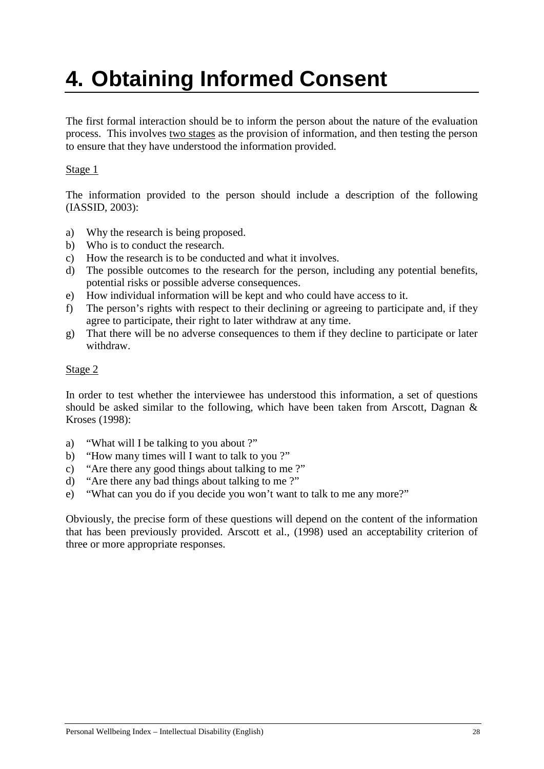# 4. Obtaining Informed Consent

The first formal interaction should be to inform the person about the nature of the evaluation process. This involves <u>two stages</u> as the provision of information, and then testing the person to ensure that they have understood the information provided.

<u>Stage 1</u>

The information provided to the person should include a description of the following (IASSID, 2003):

a) Why the research is being proposed.
b) Who is to conduct the research.
c) How the research is to be conducted and what it involves.
d) The possible outcomes to the research for the person, including any potential benefits, potential risks or possible adverse consequences.
e) How individual information will be kept and who could have access to it.
f) The person's rights with respect to their declining or agreeing to participate and, if they agree to participate, their right to later withdraw at any time.
g) That there will be no adverse consequences to them if they decline to participate or later withdraw.

<u>Stage 2</u>

In order to test whether the interviewee has understood this information, a set of questions should be asked similar to the following, which have been taken from Arscott, Dagnan & Kroses (1998):

a) "What will I be talking to you about ?"
b) "How many times will I want to talk to you ?"
c) "Are there any good things about talking to me ?"
d) "Are there any bad things about talking to me ?"
e) "What can you do if you decide you won't want to talk to me any more?"

Obviously, the precise form of these questions will depend on the content of the information that has been previously provided. Arscott et al., (1998) used an acceptability criterion of three or more appropriate responses.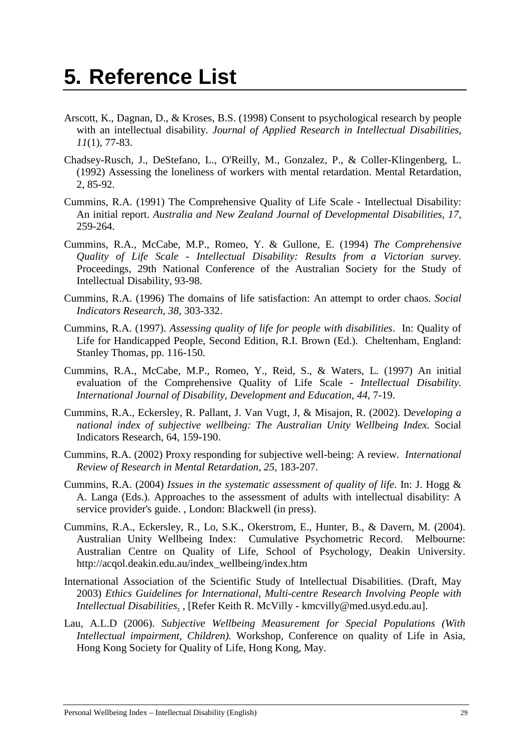# 5. Reference List

Arscott, K., Dagnan, D., & Kroses, B.S. (1998) Consent to psychological research by people with an intellectual disability. *Journal of Applied Research in Intellectual Disabilities, 11*(1), 77-83.

Chadsey-Rusch, J., DeStefano, L., O'Reilly, M., Gonzalez, P., & Coller-Klingenberg, L. (1992) Assessing the loneliness of workers with mental retardation. Mental Retardation, 2, 85-92.

Cummins, R.A. (1991) The Comprehensive Quality of Life Scale - Intellectual Disability: An initial report. *Australia and New Zealand Journal of Developmental Disabilities, 17*, 259-264.

Cummins, R.A., McCabe, M.P., Romeo, Y. & Gullone, E. (1994) *The Comprehensive Quality of Life Scale - Intellectual Disability: Results from a Victorian survey.* Proceedings, 29th National Conference of the Australian Society for the Study of Intellectual Disability, 93-98.

Cummins, R.A. (1996) The domains of life satisfaction: An attempt to order chaos. *Social Indicators Research, 38*, 303-332.

Cummins, R.A. (1997). *Assessing quality of life for people with disabilities*. In: Quality of Life for Handicapped People, Second Edition, R.I. Brown (Ed.). Cheltenham, England: Stanley Thomas, pp. 116-150.

Cummins, R.A., McCabe, M.P., Romeo, Y., Reid, S., & Waters, L. (1997) An initial evaluation of the Comprehensive Quality of Life Scale - *Intellectual Disability. International Journal of Disability, Development and Education, 44*, 7-19.

Cummins, R.A., Eckersley, R. Pallant, J. Van Vugt, J, & Misajon, R. (2002). D*eveloping a national index of subjective wellbeing: The Australian Unity Wellbeing Index.* Social Indicators Research, 64, 159-190.

Cummins, R.A. (2002) Proxy responding for subjective well-being: A review. *International Review of Research in Mental Retardation, 25*, 183-207.

Cummins, R.A. (2004) *Issues in the systematic assessment of quality of life.* In: J. Hogg & A. Langa (Eds.). Approaches to the assessment of adults with intellectual disability: A service provider's guide. , London: Blackwell (in press).

Cummins, R.A., Eckersley, R., Lo, S.K., Okerstrom, E., Hunter, B., & Davern, M. (2004). Australian Unity Wellbeing Index: Cumulative Psychometric Record. Melbourne: Australian Centre on Quality of Life, School of Psychology, Deakin University. http://acqol.deakin.edu.au/index_wellbeing/index.htm

International Association of the Scientific Study of Intellectual Disabilities. (Draft, May 2003) *Ethics Guidelines for International, Multi-centre Research Involving People with Intellectual Disabilities.* , [Refer Keith R. McVilly - kmcvilly@med.usyd.edu.au].

Lau, A.L.D (2006). *Subjective Wellbeing Measurement for Special Populations (With Intellectual impairment, Children).* Workshop, Conference on quality of Life in Asia, Hong Kong Society for Quality of Life, Hong Kong, May.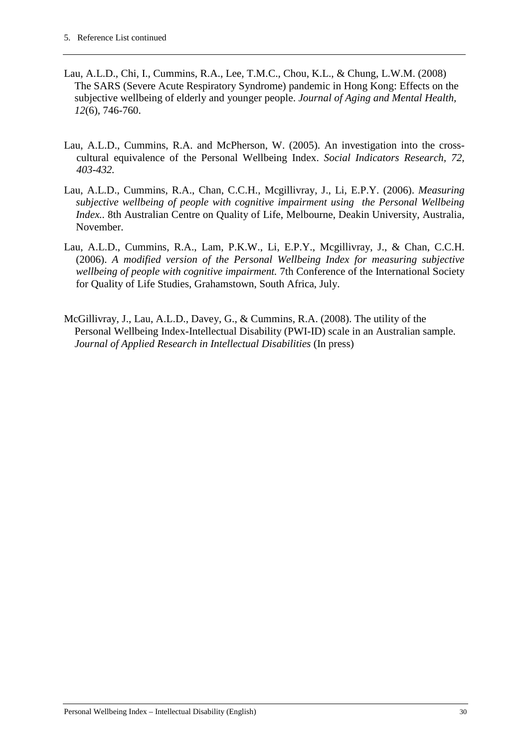Lau, A.L.D., Chi, I., Cummins, R.A., Lee, T.M.C., Chou, K.L., & Chung, L.W.M. (2008) The SARS (Severe Acute Respiratory Syndrome) pandemic in Hong Kong: Effects on the subjective wellbeing of elderly and younger people. *Journal of Aging and Mental Health, 12*(6), 746-760.

Lau, A.L.D., Cummins, R.A. and McPherson, W. (2005). An investigation into the cross-cultural equivalence of the Personal Wellbeing Index. *Social Indicators Research, 72, 403-432.*

Lau, A.L.D., Cummins, R.A., Chan, C.C.H., Mcgillivray, J., Li, E.P.Y. (2006). *Measuring subjective wellbeing of people with cognitive impairment using the Personal Wellbeing Index.*. 8th Australian Centre on Quality of Life, Melbourne, Deakin University, Australia, November.

Lau, A.L.D., Cummins, R.A., Lam, P.K.W., Li, E.P.Y., Mcgillivray, J., & Chan, C.C.H. (2006). *A modified version of the Personal Wellbeing Index for measuring subjective wellbeing of people with cognitive impairment.* 7th Conference of the International Society for Quality of Life Studies, Grahamstown, South Africa, July.

McGillivray, J., Lau, A.L.D., Davey, G., & Cummins, R.A. (2008). The utility of the Personal Wellbeing Index-Intellectual Disability (PWI-ID) scale in an Australian sample. *Journal of Applied Research in Intellectual Disabilities* (In press)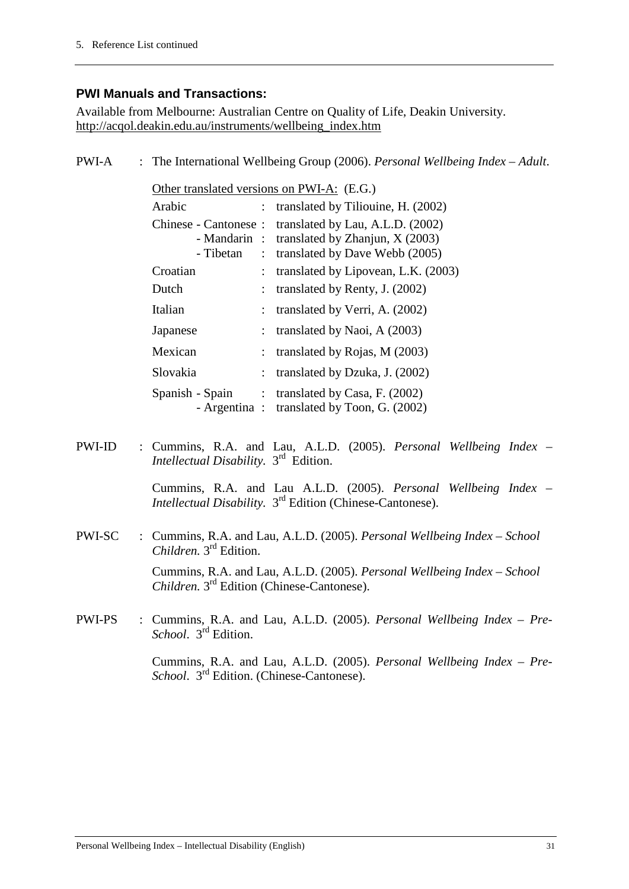## PWI Manuals and Transactions:

Available from Melbourne: Australian Centre on Quality of Life, Deakin University. http://acqol.deakin.edu.au/instruments/wellbeing_index.htm

PWI-A : The International Wellbeing Group (2006). *Personal Wellbeing Index – Adult*.

Other translated versions on PWI-A: (E.G.)

| | | |
|---|---|---|
| Arabic | : | translated by Tiliouine, H. (2002) |
| Chinese - Cantonese | : | translated by Lau, A.L.D. (2002) |
| - Mandarin | : | translated by Zhanjun, X (2003) |
| - Tibetan | : | translated by Dave Webb (2005) |
| Croatian | : | translated by Lipovean, L.K. (2003) |
| Dutch | : | translated by Renty, J. (2002) |
| Italian | : | translated by Verri, A. (2002) |
| Japanese | : | translated by Naoi, A (2003) |
| Mexican | : | translated by Rojas, M (2003) |
| Slovakia | : | translated by Dzuka, J. (2002) |
| Spanish - Spain | : | translated by Casa, F. (2002) |
| - Argentina | : | translated by Toon, G. (2002) |

PWI-ID : Cummins, R.A. and Lau, A.L.D. (2005). *Personal Wellbeing Index – Intellectual Disability*. 3rd Edition.

Cummins, R.A. and Lau A.L.D. (2005). *Personal Wellbeing Index – Intellectual Disability*. 3rd Edition (Chinese-Cantonese).

PWI-SC : Cummins, R.A. and Lau, A.L.D. (2005). *Personal Wellbeing Index – School Children*. 3rd Edition.

Cummins, R.A. and Lau, A.L.D. (2005). *Personal Wellbeing Index – School Children*. 3rd Edition (Chinese-Cantonese).

PWI-PS : Cummins, R.A. and Lau, A.L.D. (2005). *Personal Wellbeing Index – Pre-School*. 3rd Edition.

Cummins, R.A. and Lau, A.L.D. (2005). *Personal Wellbeing Index – Pre-School*. 3rd Edition. (Chinese-Cantonese).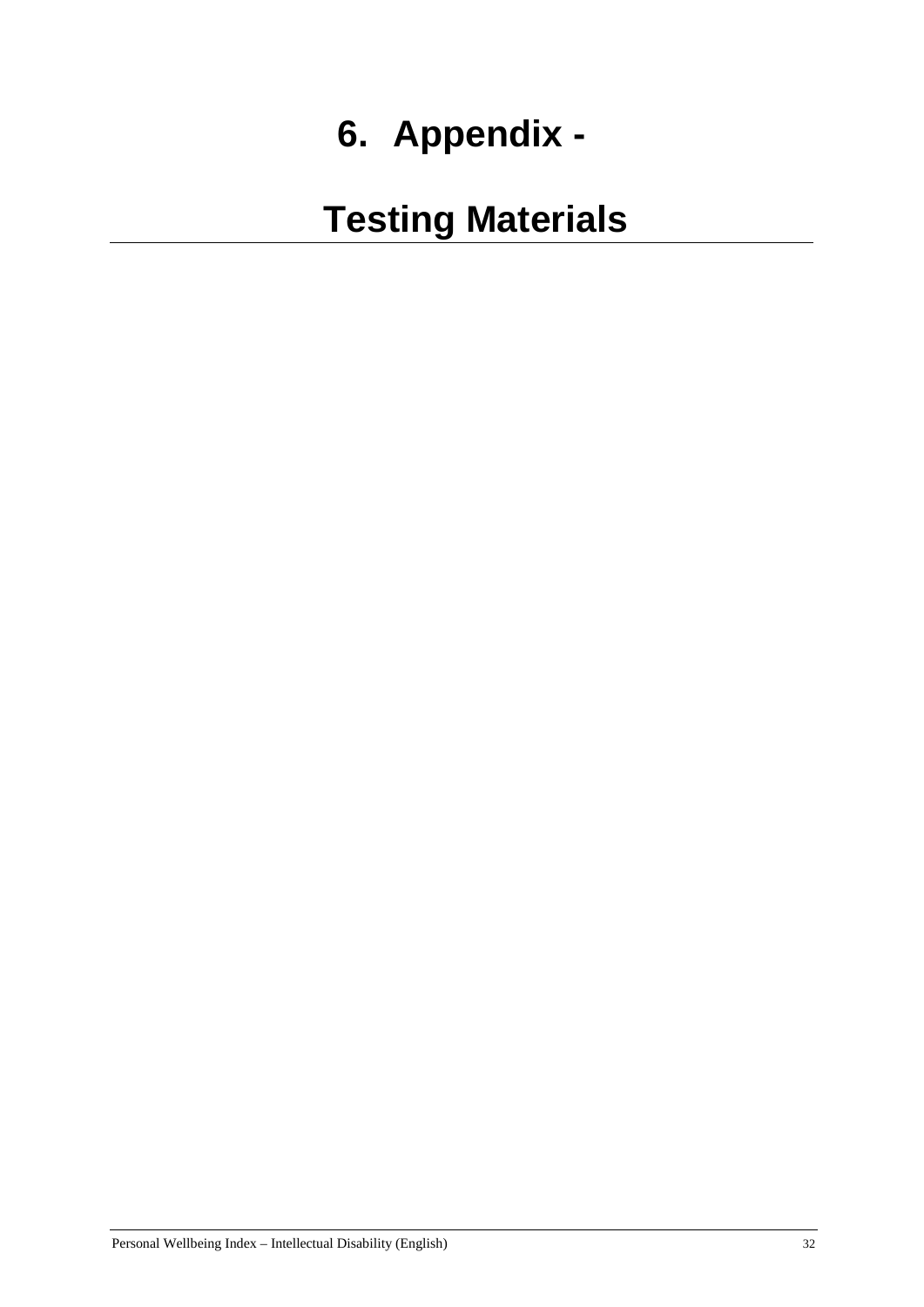# 6. Appendix -

# Testing Materials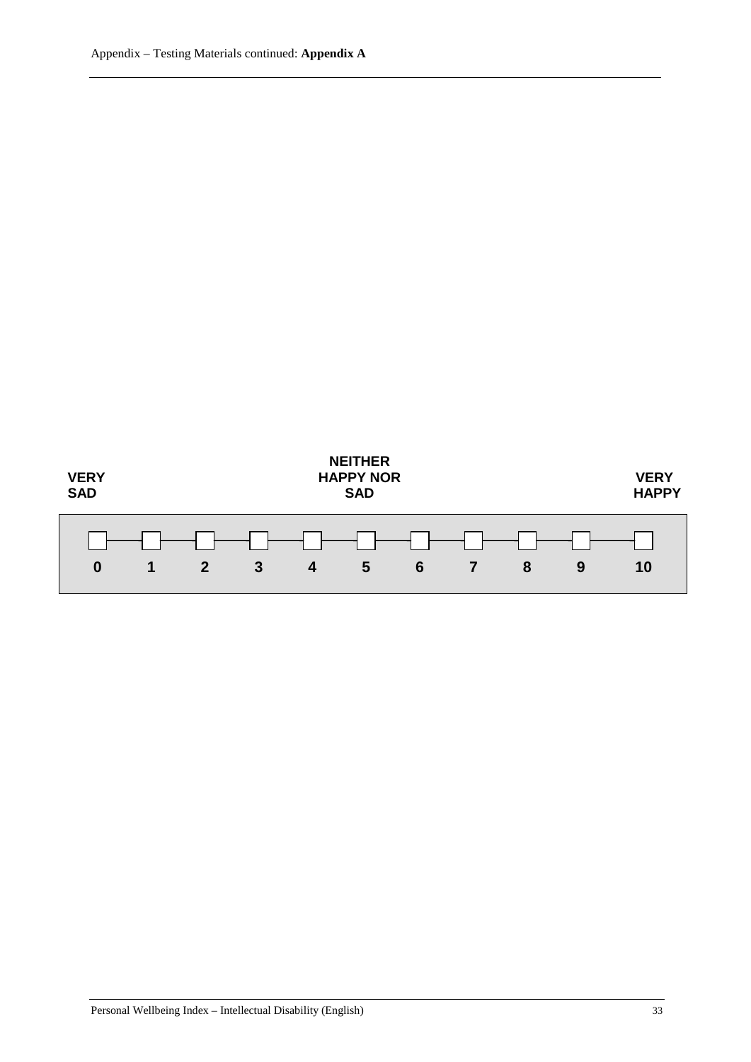| VERY SAD | | | | | NEITHER HAPPY NOR SAD | | | | | VERY HAPPY |
|---|---|---|---|---|---|---|---|---|---|---|
| ☐ | ☐ | ☐ | ☐ | ☐ | ☐ | ☐ | ☐ | ☐ | ☐ | ☐ |
| **0** | **1** | **2** | **3** | **4** | **5** | **6** | **7** | **8** | **9** | **10** |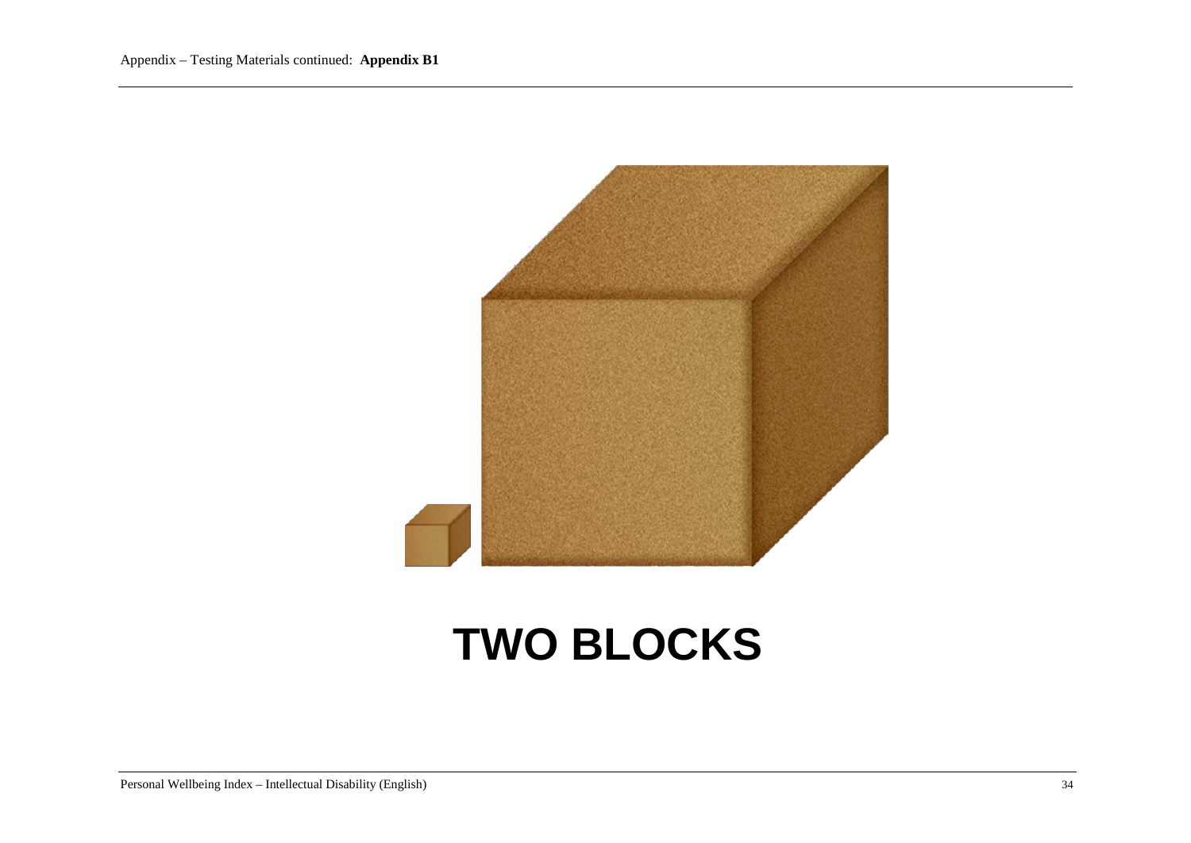# TWO BLOCKS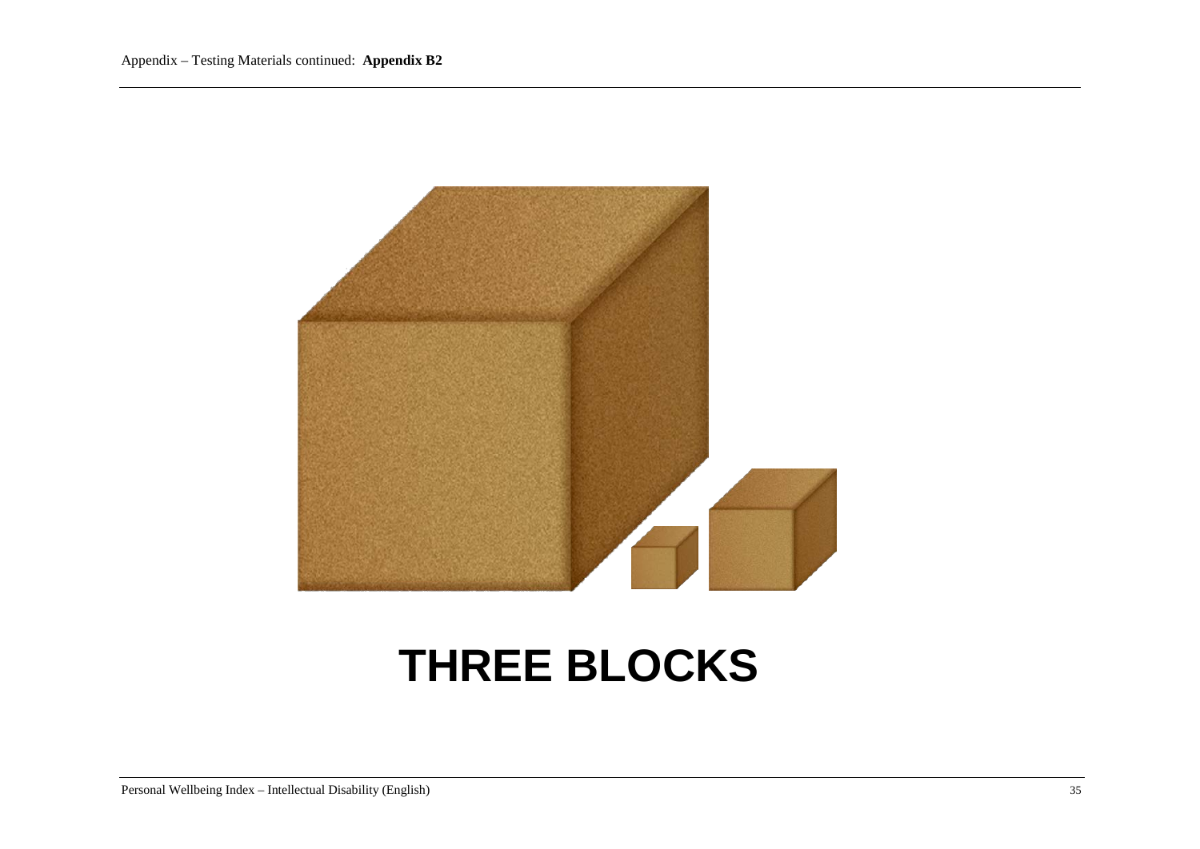# THREE BLOCKS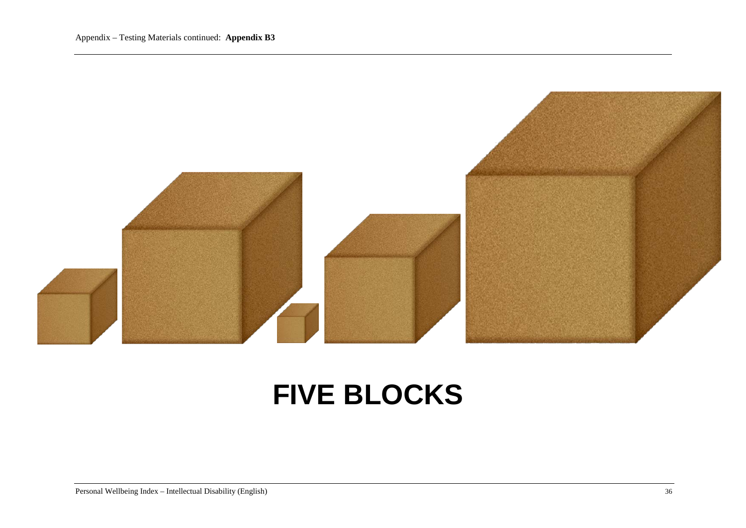Appendix – Testing Materials continued: **Appendix B3**

# FIVE BLOCKS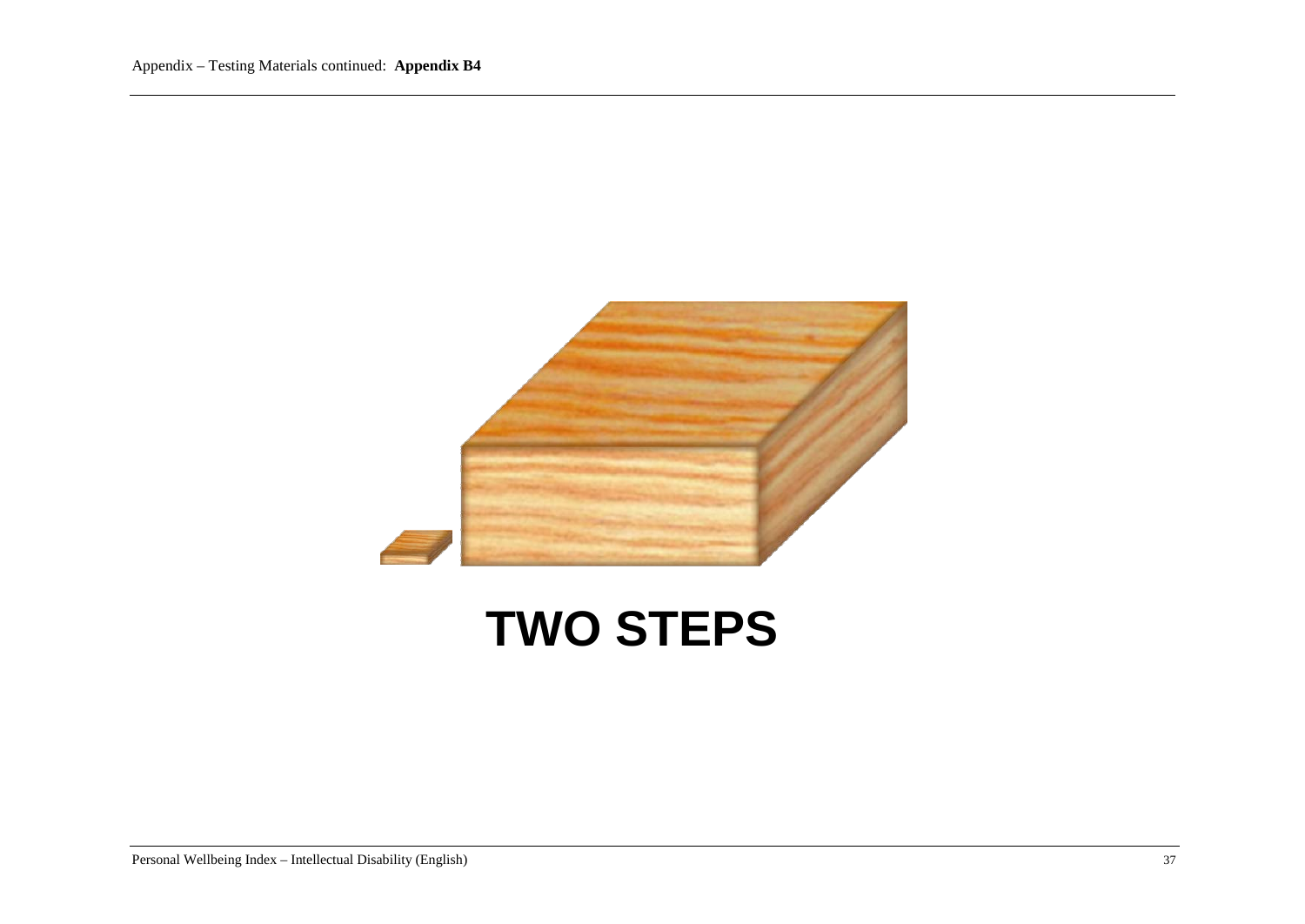# TWO STEPS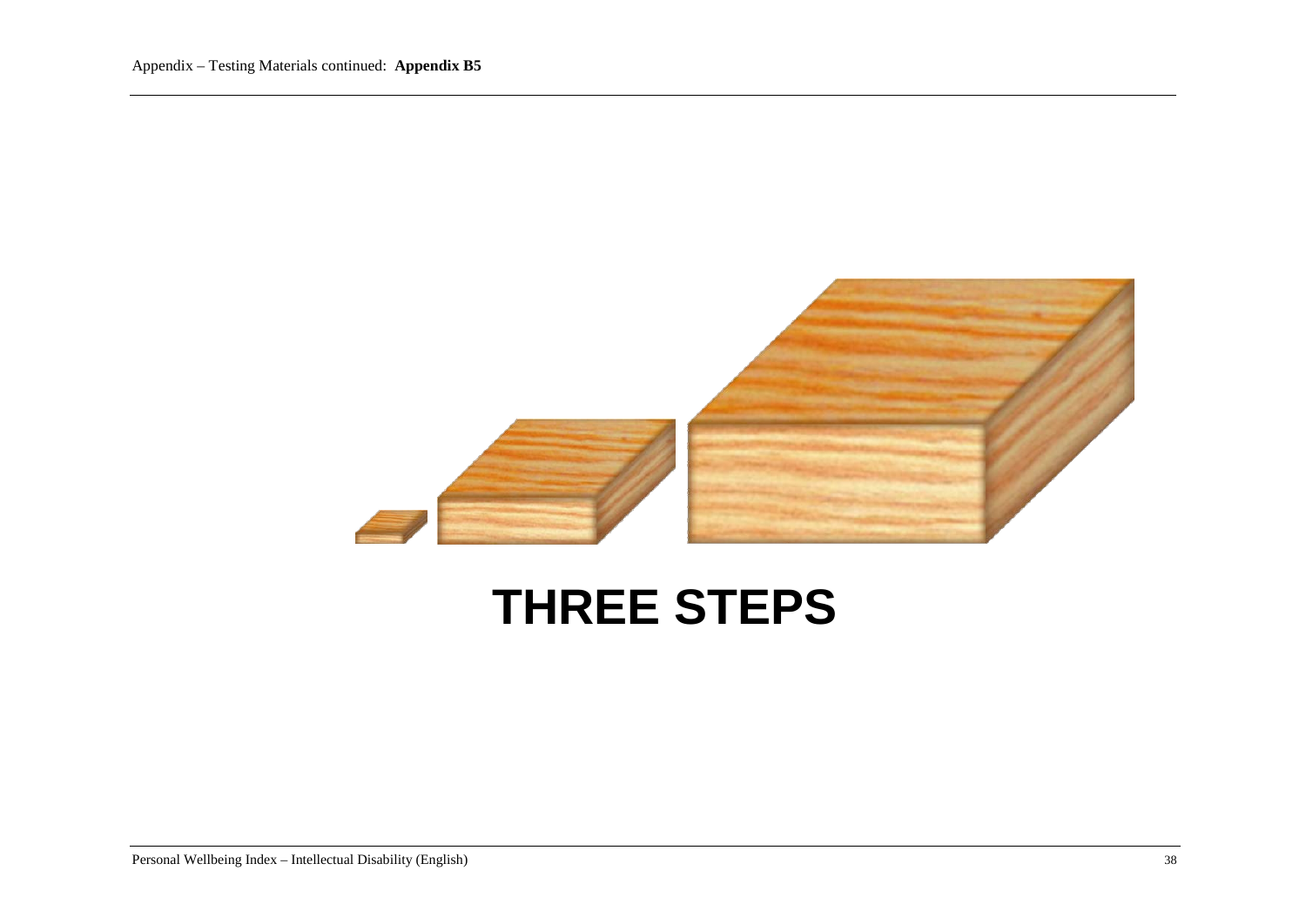Appendix – Testing Materials continued: **Appendix B5**

# THREE STEPS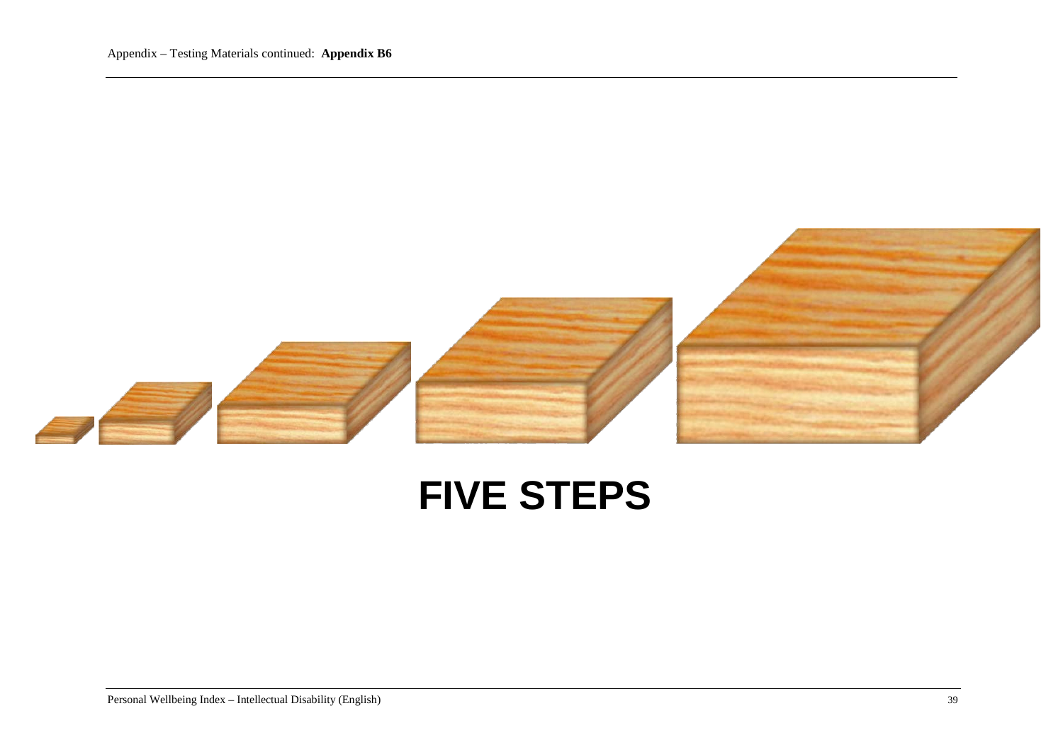# FIVE STEPS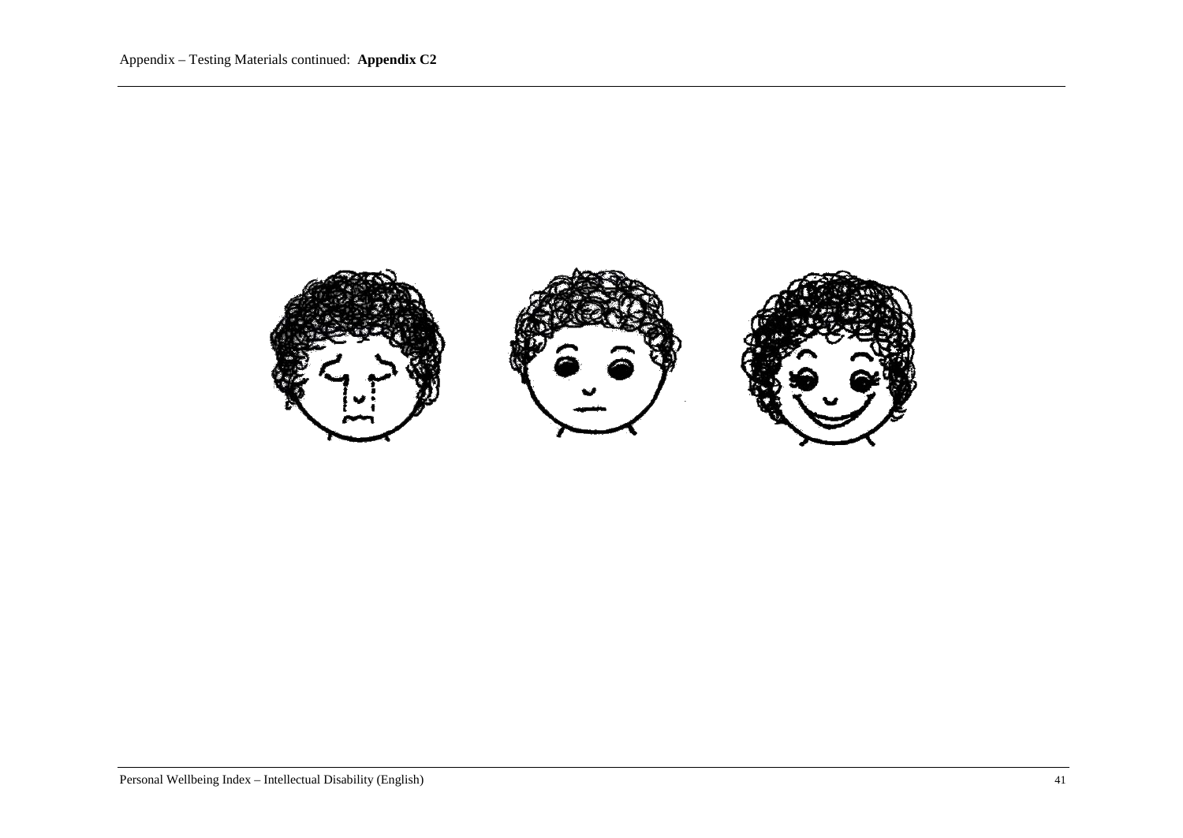Appendix – Testing Materials continued: **Appendix C2**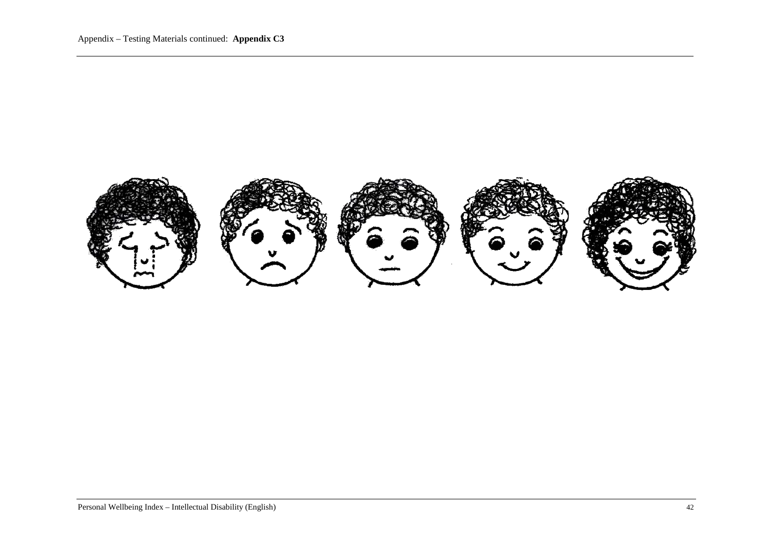Appendix – Testing Materials continued: **Appendix C3**